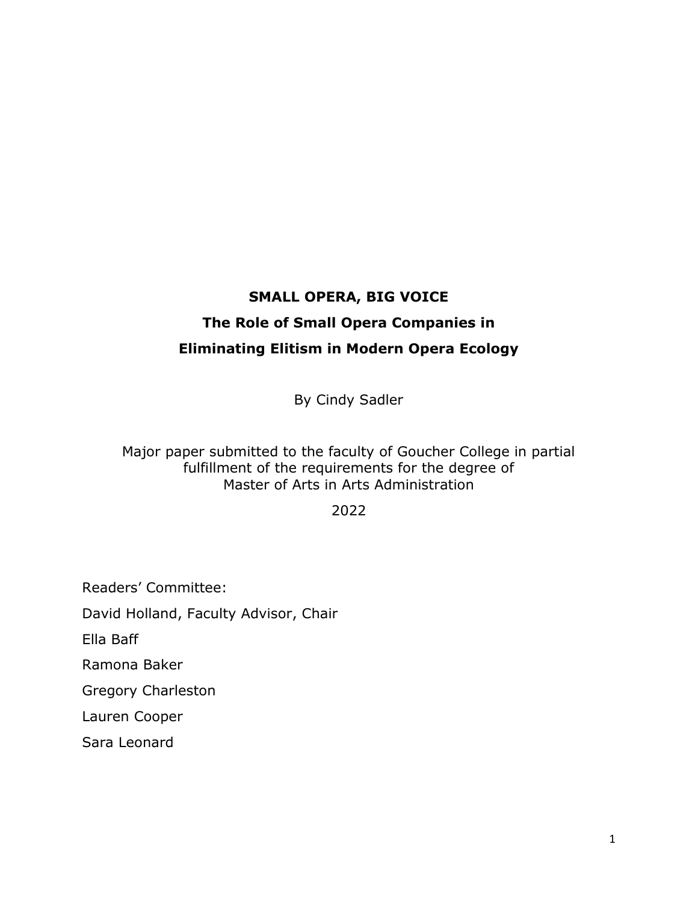# SMALL OPERA, BIG VOICE

## The Role of Small Opera Companies in Eliminating Elitism in Modern Opera Ecology

By Cindy Sadler

Major paper submitted to the faculty of Goucher College in partial fulfillment of the requirements for the degree of Master of Arts in Arts Administration

2022

Readers' Committee:

David Holland, Faculty Advisor, Chair

Ella Baff

Ramona Baker

Gregory Charleston

Lauren Cooper

Sara Leonard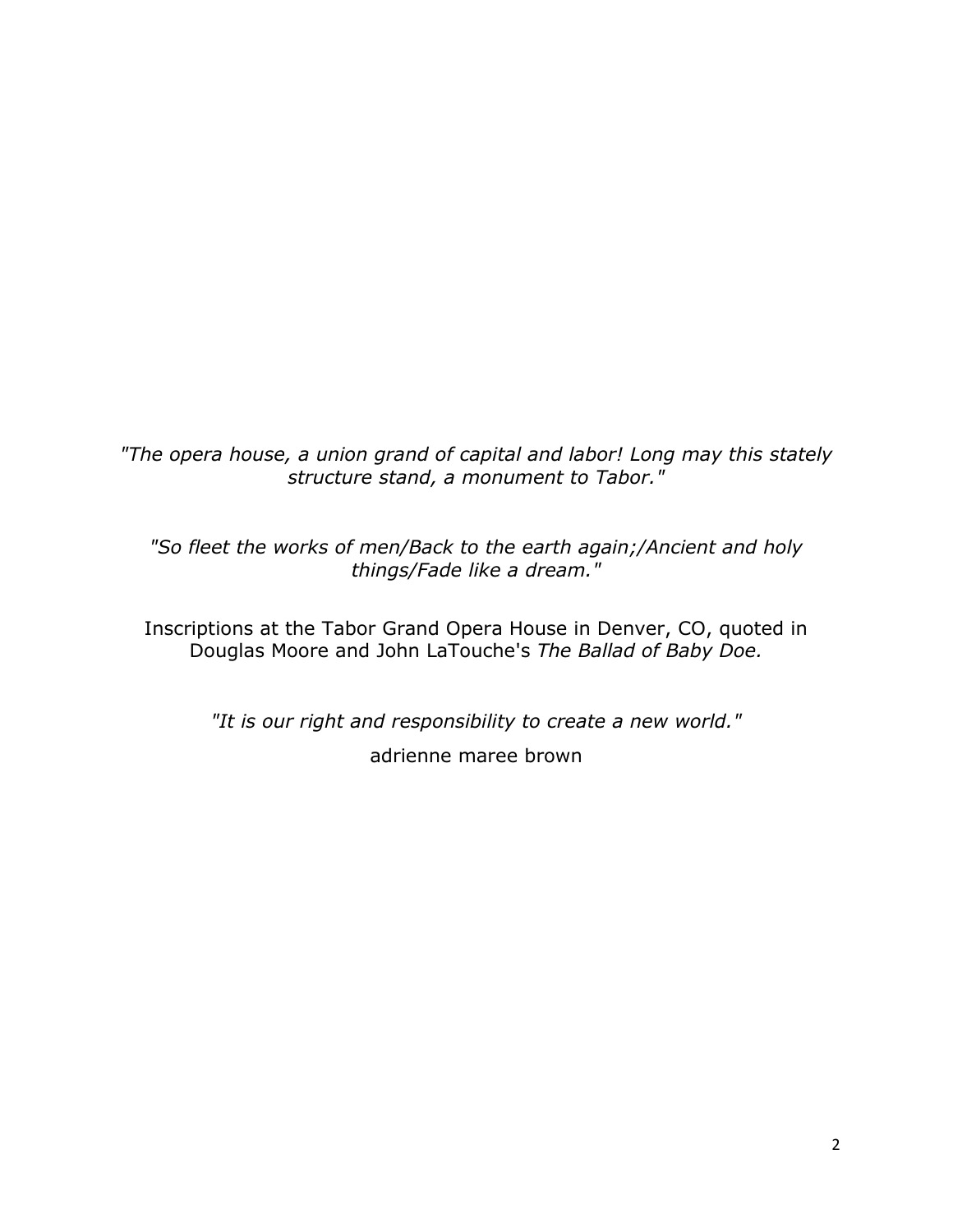*"The opera house, a union grand of capital and labor! Long may this stately structure stand, a monument to Tabor."*

*"So fleet the works of men/Back to the earth again;/Ancient and holy things/Fade like a dream."*

Inscriptions at the Tabor Grand Opera House in Denver, CO, quoted in Douglas Moore and John LaTouche's *The Ballad of Baby Doe.*

*"It is our right and responsibility to create a new world."*

adrienne maree brown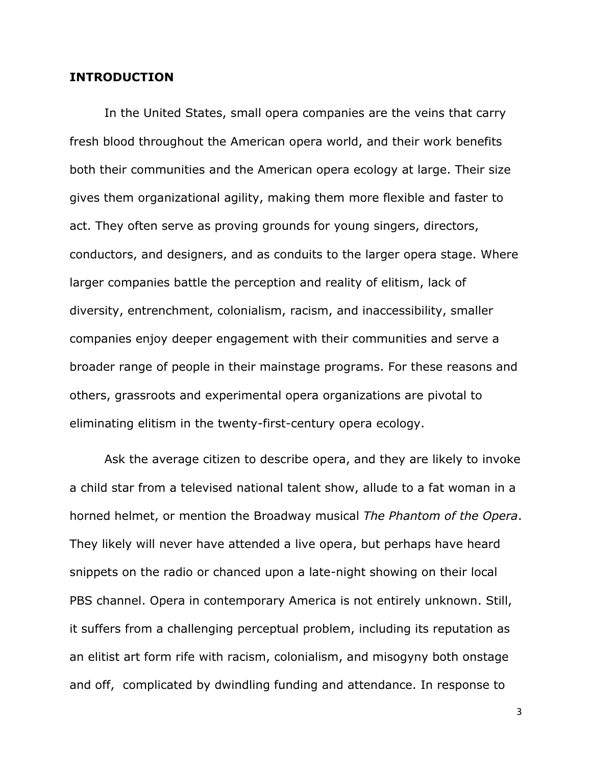## INTRODUCTION

In the United States, small opera companies are the veins that carry fresh blood throughout the American opera world, and their work benefits both their communities and the American opera ecology at large. Their size gives them organizational agility, making them more flexible and faster to act. They often serve as proving grounds for young singers, directors, conductors, and designers, and as conduits to the larger opera stage. Where larger companies battle the perception and reality of elitism, lack of diversity, entrenchment, colonialism, racism, and inaccessibility, smaller companies enjoy deeper engagement with their communities and serve a broader range of people in their mainstage programs. For these reasons and others, grassroots and experimental opera organizations are pivotal to eliminating elitism in the twenty-first-century opera ecology.

Ask the average citizen to describe opera, and they are likely to invoke a child star from a televised national talent show, allude to a fat woman in a horned helmet, or mention the Broadway musical *The Phantom of the Opera*. They likely will never have attended a live opera, but perhaps have heard snippets on the radio or chanced upon a late-night showing on their local PBS channel. Opera in contemporary America is not entirely unknown. Still, it suffers from a challenging perceptual problem, including its reputation as an elitist art form rife with racism, colonialism, and misogyny both onstage and off, complicated by dwindling funding and attendance. In response to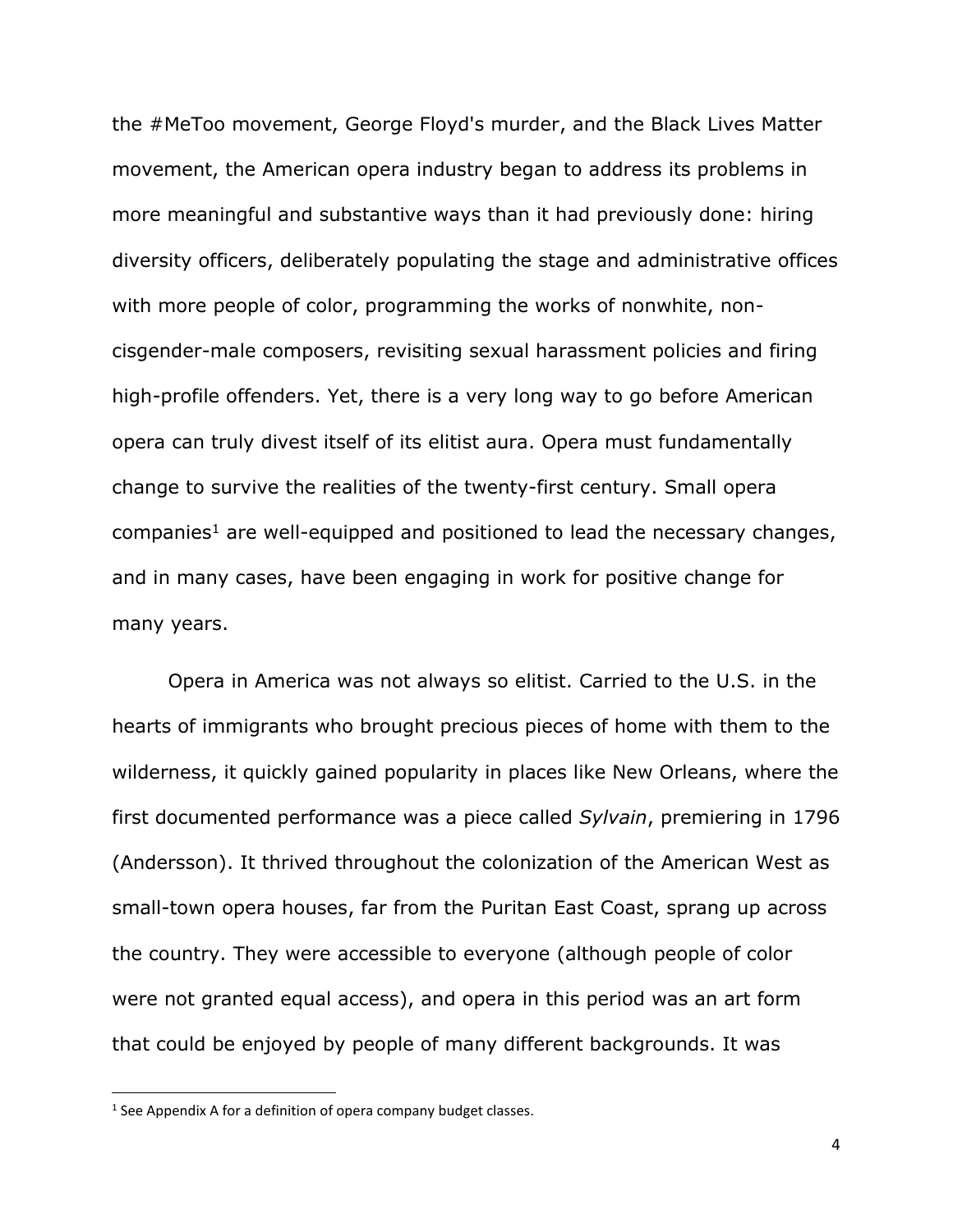the #MeToo movement, George Floyd's murder, and the Black Lives Matter movement, the American opera industry began to address its problems in more meaningful and substantive ways than it had previously done: hiring diversity officers, deliberately populating the stage and administrative offices with more people of color, programming the works of nonwhite, non-cisgender-male composers, revisiting sexual harassment policies and firing high-profile offenders. Yet, there is a very long way to go before American opera can truly divest itself of its elitist aura. Opera must fundamentally change to survive the realities of the twenty-first century. Small opera companies[1] are well-equipped and positioned to lead the necessary changes, and in many cases, have been engaging in work for positive change for many years.

Opera in America was not always so elitist. Carried to the U.S. in the hearts of immigrants who brought precious pieces of home with them to the wilderness, it quickly gained popularity in places like New Orleans, where the first documented performance was a piece called *Sylvain*, premiering in 1796 (Andersson). It thrived throughout the colonization of the American West as small-town opera houses, far from the Puritan East Coast, sprang up across the country. They were accessible to everyone (although people of color were not granted equal access), and opera in this period was an art form that could be enjoyed by people of many different backgrounds. It was

[1] See Appendix A for a definition of opera company budget classes.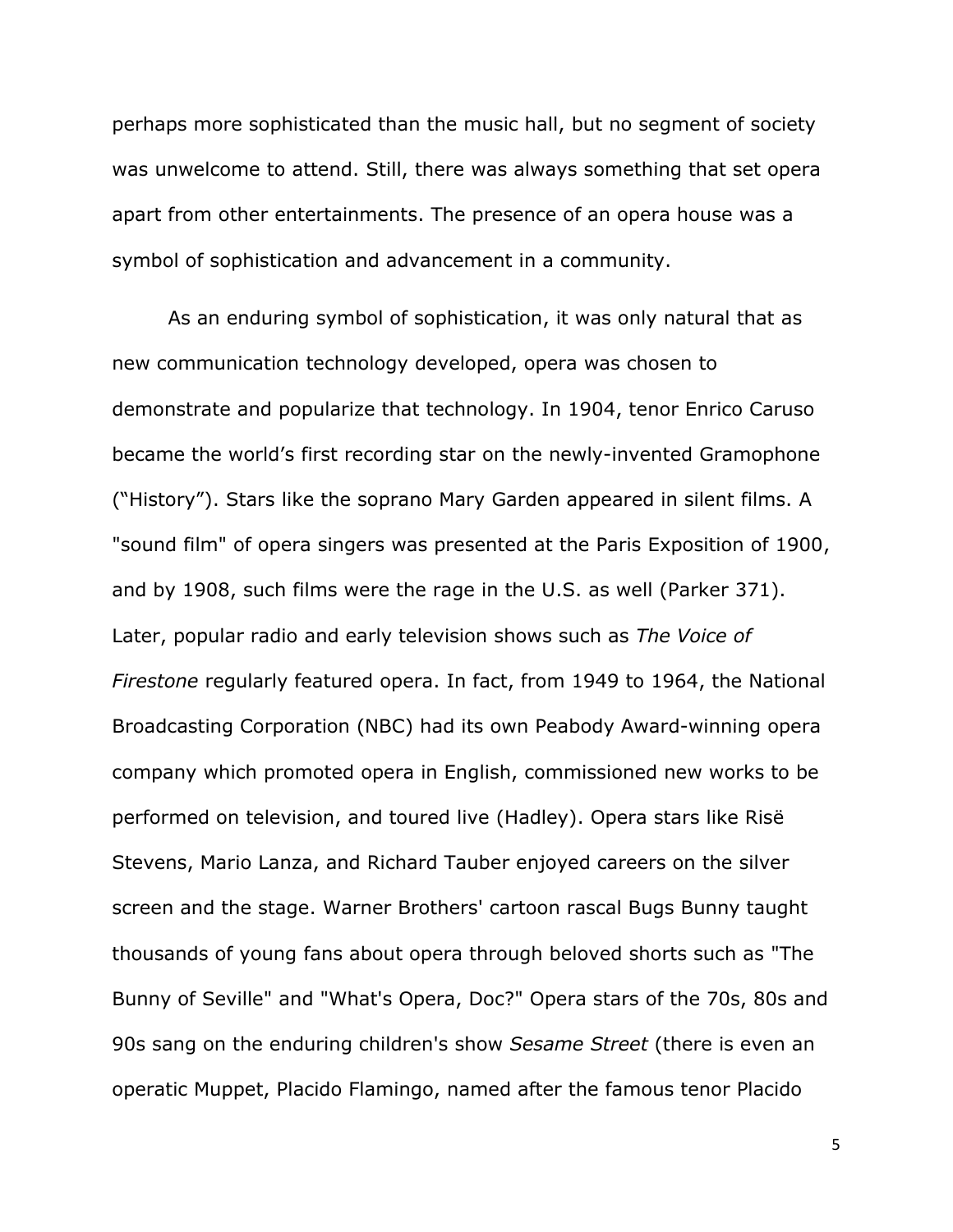perhaps more sophisticated than the music hall, but no segment of society was unwelcome to attend. Still, there was always something that set opera apart from other entertainments. The presence of an opera house was a symbol of sophistication and advancement in a community.

As an enduring symbol of sophistication, it was only natural that as new communication technology developed, opera was chosen to demonstrate and popularize that technology. In 1904, tenor Enrico Caruso became the world's first recording star on the newly-invented Gramophone ("History"). Stars like the soprano Mary Garden appeared in silent films. A "sound film" of opera singers was presented at the Paris Exposition of 1900, and by 1908, such films were the rage in the U.S. as well (Parker 371). Later, popular radio and early television shows such as *The Voice of Firestone* regularly featured opera. In fact, from 1949 to 1964, the National Broadcasting Corporation (NBC) had its own Peabody Award-winning opera company which promoted opera in English, commissioned new works to be performed on television, and toured live (Hadley). Opera stars like Risë Stevens, Mario Lanza, and Richard Tauber enjoyed careers on the silver screen and the stage. Warner Brothers' cartoon rascal Bugs Bunny taught thousands of young fans about opera through beloved shorts such as "The Bunny of Seville" and "What's Opera, Doc?" Opera stars of the 70s, 80s and 90s sang on the enduring children's show *Sesame Street* (there is even an operatic Muppet, Placido Flamingo, named after the famous tenor Placido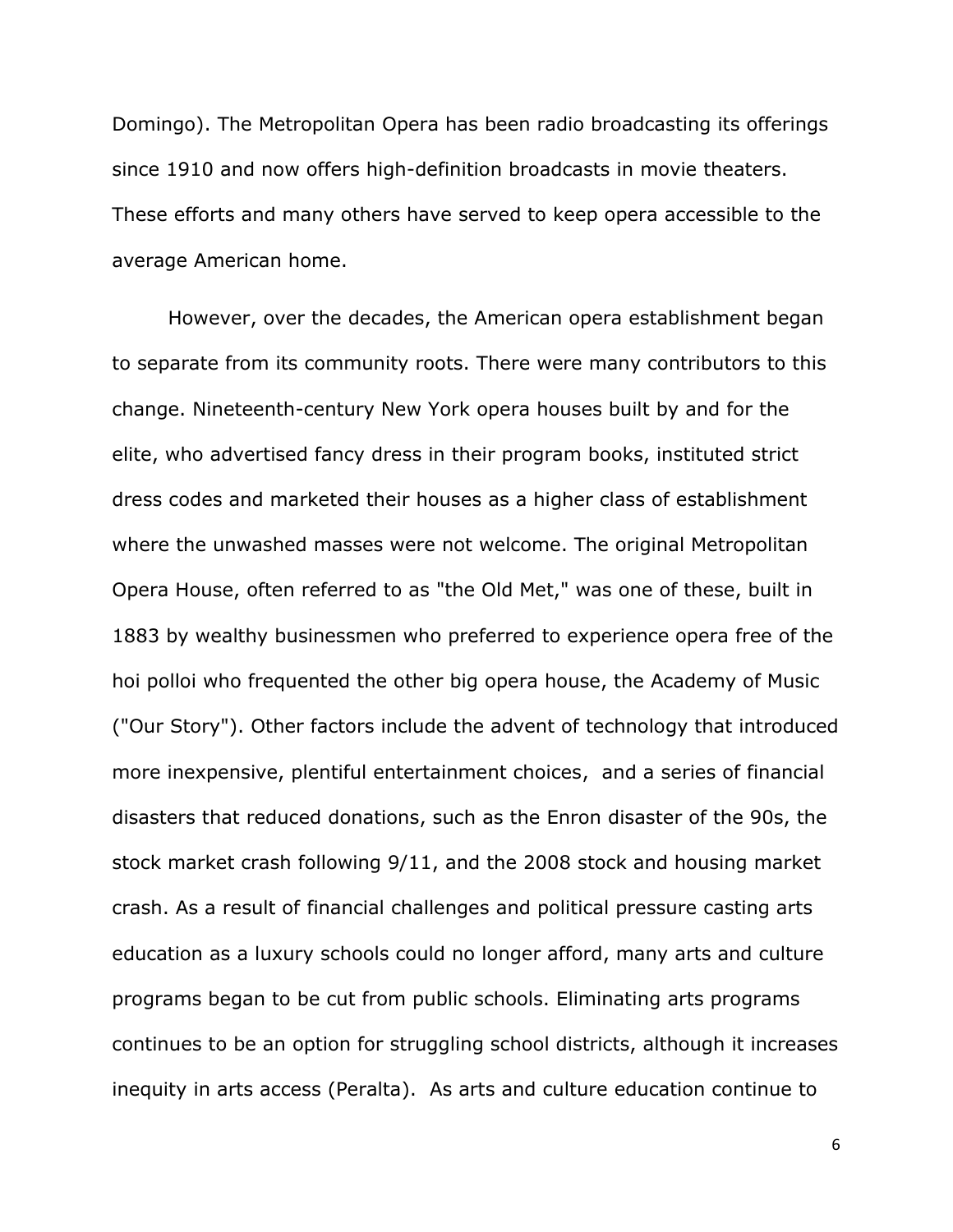Domingo). The Metropolitan Opera has been radio broadcasting its offerings since 1910 and now offers high-definition broadcasts in movie theaters. These efforts and many others have served to keep opera accessible to the average American home.

However, over the decades, the American opera establishment began to separate from its community roots. There were many contributors to this change. Nineteenth-century New York opera houses built by and for the elite, who advertised fancy dress in their program books, instituted strict dress codes and marketed their houses as a higher class of establishment where the unwashed masses were not welcome. The original Metropolitan Opera House, often referred to as "the Old Met," was one of these, built in 1883 by wealthy businessmen who preferred to experience opera free of the hoi polloi who frequented the other big opera house, the Academy of Music ("Our Story"). Other factors include the advent of technology that introduced more inexpensive, plentiful entertainment choices, and a series of financial disasters that reduced donations, such as the Enron disaster of the 90s, the stock market crash following 9/11, and the 2008 stock and housing market crash. As a result of financial challenges and political pressure casting arts education as a luxury schools could no longer afford, many arts and culture programs began to be cut from public schools. Eliminating arts programs continues to be an option for struggling school districts, although it increases inequity in arts access (Peralta). As arts and culture education continue to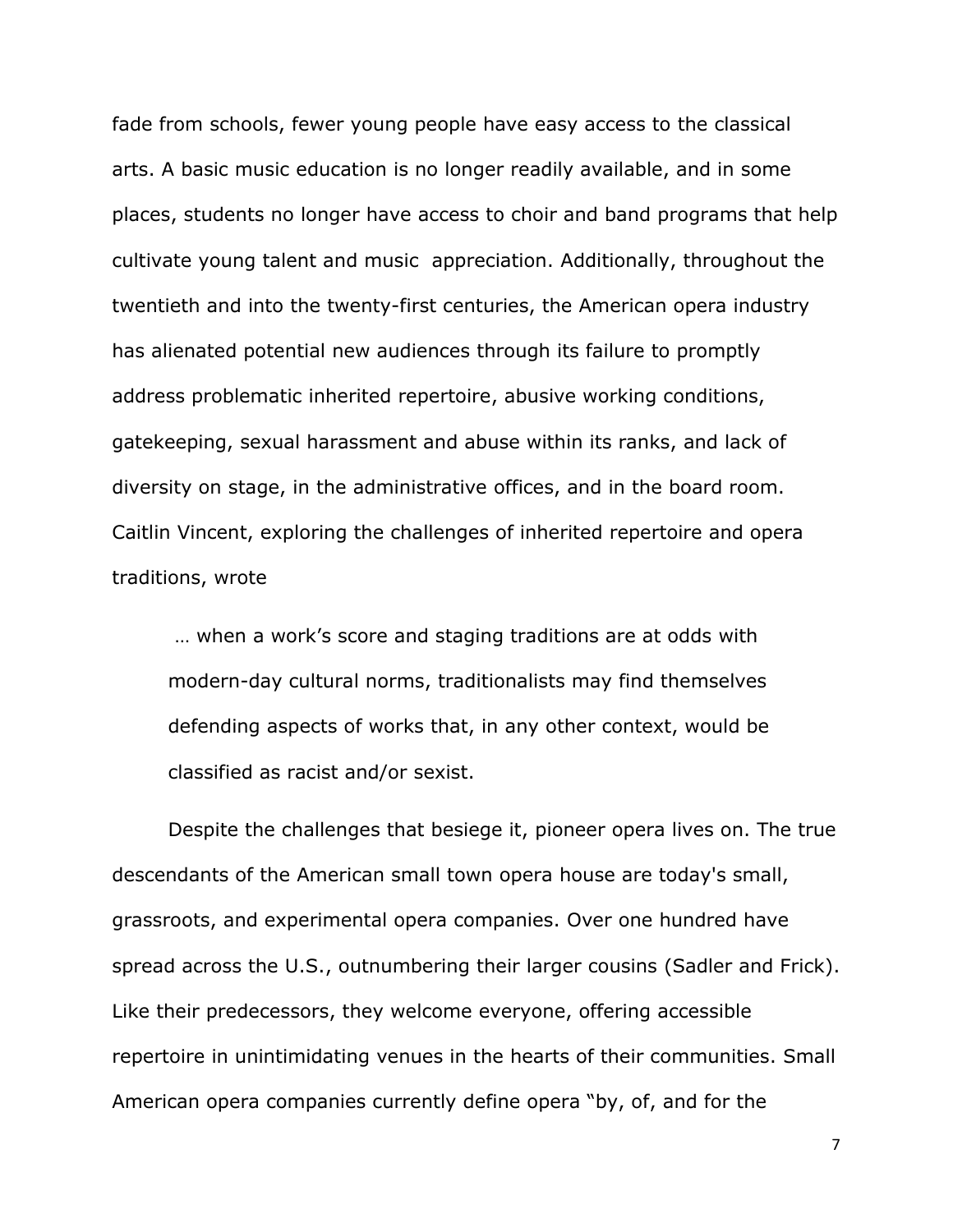fade from schools, fewer young people have easy access to the classical arts. A basic music education is no longer readily available, and in some places, students no longer have access to choir and band programs that help cultivate young talent and music appreciation. Additionally, throughout the twentieth and into the twenty-first centuries, the American opera industry has alienated potential new audiences through its failure to promptly address problematic inherited repertoire, abusive working conditions, gatekeeping, sexual harassment and abuse within its ranks, and lack of diversity on stage, in the administrative offices, and in the board room. Caitlin Vincent, exploring the challenges of inherited repertoire and opera traditions, wrote

> … when a work's score and staging traditions are at odds with modern-day cultural norms, traditionalists may find themselves defending aspects of works that, in any other context, would be classified as racist and/or sexist.

Despite the challenges that besiege it, pioneer opera lives on. The true descendants of the American small town opera house are today's small, grassroots, and experimental opera companies. Over one hundred have spread across the U.S., outnumbering their larger cousins (Sadler and Frick). Like their predecessors, they welcome everyone, offering accessible repertoire in unintimidating venues in the hearts of their communities. Small American opera companies currently define opera "by, of, and for the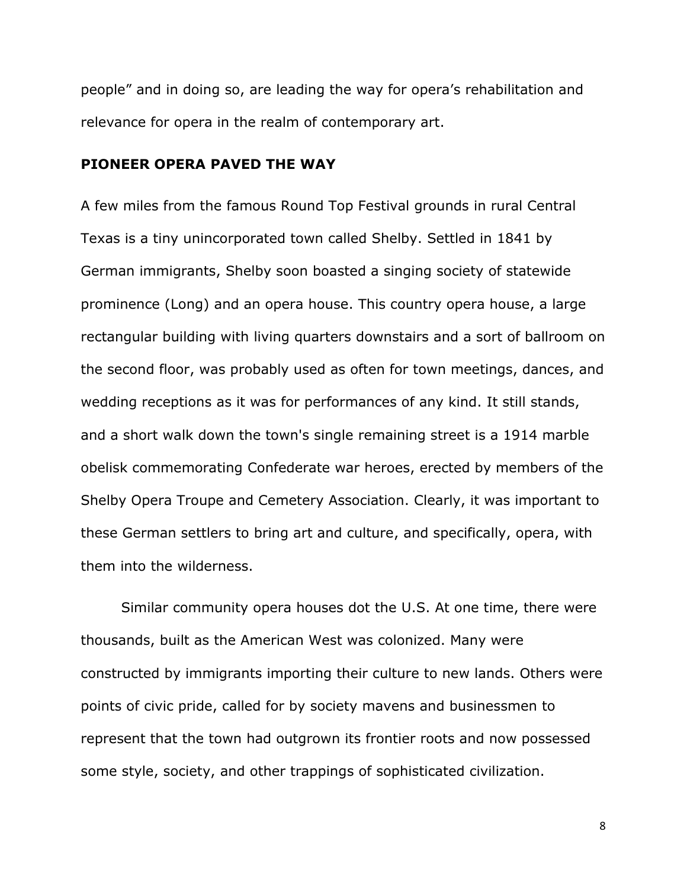people" and in doing so, are leading the way for opera's rehabilitation and relevance for opera in the realm of contemporary art.

## PIONEER OPERA PAVED THE WAY

A few miles from the famous Round Top Festival grounds in rural Central Texas is a tiny unincorporated town called Shelby. Settled in 1841 by German immigrants, Shelby soon boasted a singing society of statewide prominence (Long) and an opera house. This country opera house, a large rectangular building with living quarters downstairs and a sort of ballroom on the second floor, was probably used as often for town meetings, dances, and wedding receptions as it was for performances of any kind. It still stands, and a short walk down the town's single remaining street is a 1914 marble obelisk commemorating Confederate war heroes, erected by members of the Shelby Opera Troupe and Cemetery Association. Clearly, it was important to these German settlers to bring art and culture, and specifically, opera, with them into the wilderness.

Similar community opera houses dot the U.S. At one time, there were thousands, built as the American West was colonized. Many were constructed by immigrants importing their culture to new lands. Others were points of civic pride, called for by society mavens and businessmen to represent that the town had outgrown its frontier roots and now possessed some style, society, and other trappings of sophisticated civilization.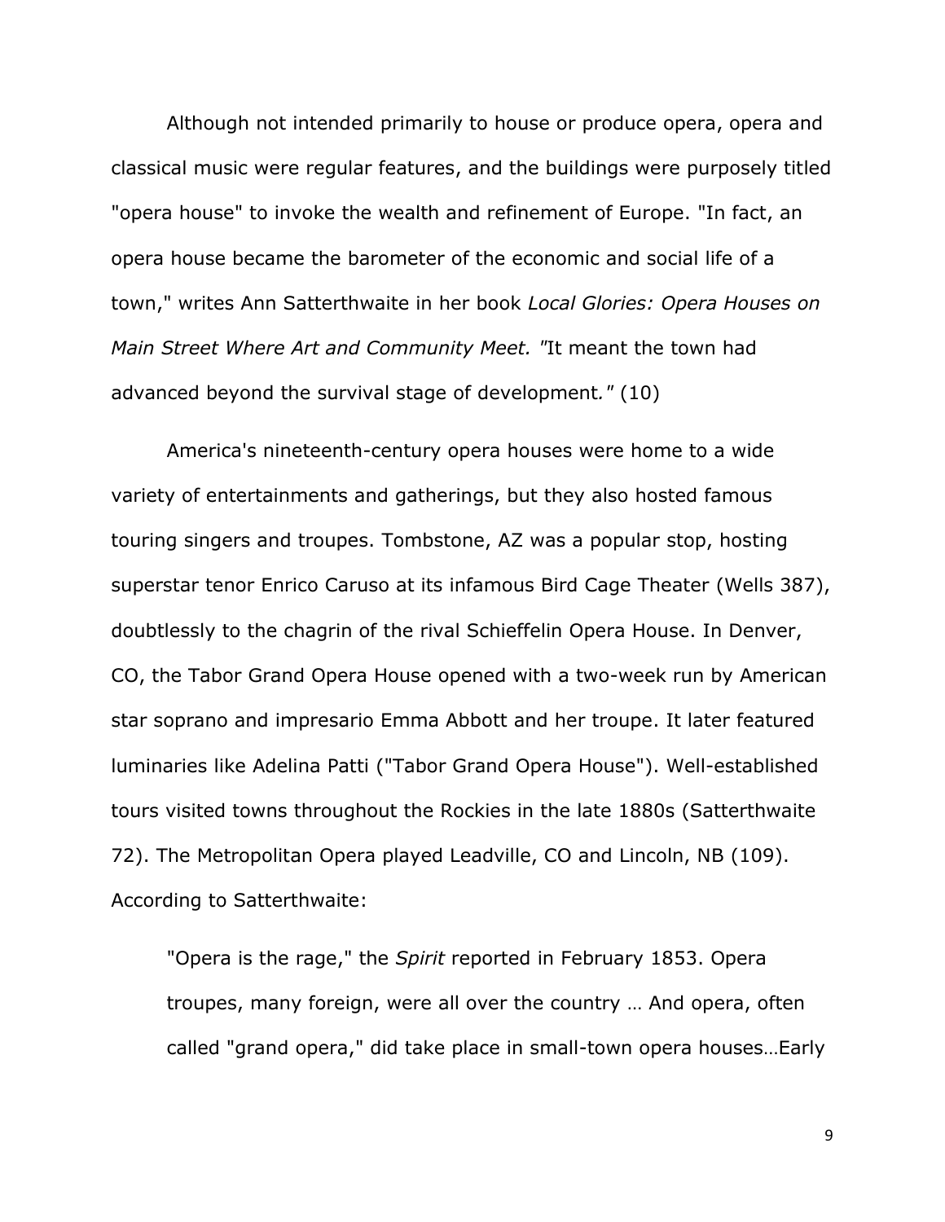Although not intended primarily to house or produce opera, opera and classical music were regular features, and the buildings were purposely titled "opera house" to invoke the wealth and refinement of Europe. "In fact, an opera house became the barometer of the economic and social life of a town," writes Ann Satterthwaite in her book *Local Glories: Opera Houses on Main Street Where Art and Community Meet. "*It meant the town had advanced beyond the survival stage of development*."* (10)

America's nineteenth-century opera houses were home to a wide variety of entertainments and gatherings, but they also hosted famous touring singers and troupes. Tombstone, AZ was a popular stop, hosting superstar tenor Enrico Caruso at its infamous Bird Cage Theater (Wells 387), doubtlessly to the chagrin of the rival Schieffelin Opera House. In Denver, CO, the Tabor Grand Opera House opened with a two-week run by American star soprano and impresario Emma Abbott and her troupe. It later featured luminaries like Adelina Patti ("Tabor Grand Opera House"). Well-established tours visited towns throughout the Rockies in the late 1880s (Satterthwaite 72). The Metropolitan Opera played Leadville, CO and Lincoln, NB (109). According to Satterthwaite:

> "Opera is the rage," the *Spirit* reported in February 1853. Opera troupes, many foreign, were all over the country … And opera, often called "grand opera," did take place in small-town opera houses…Early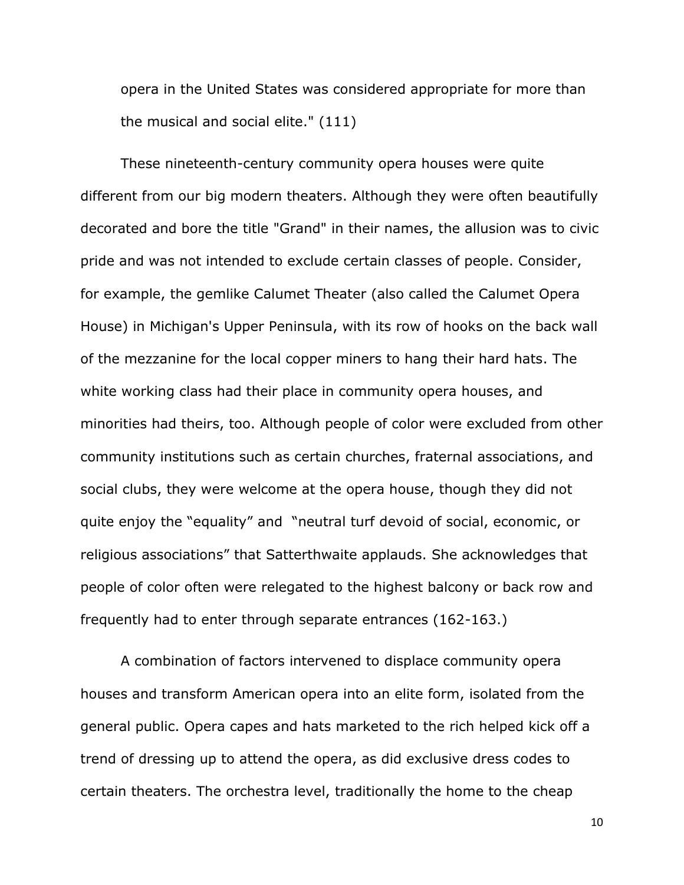opera in the United States was considered appropriate for more than the musical and social elite." (111)

These nineteenth-century community opera houses were quite different from our big modern theaters. Although they were often beautifully decorated and bore the title "Grand" in their names, the allusion was to civic pride and was not intended to exclude certain classes of people. Consider, for example, the gemlike Calumet Theater (also called the Calumet Opera House) in Michigan's Upper Peninsula, with its row of hooks on the back wall of the mezzanine for the local copper miners to hang their hard hats. The white working class had their place in community opera houses, and minorities had theirs, too. Although people of color were excluded from other community institutions such as certain churches, fraternal associations, and social clubs, they were welcome at the opera house, though they did not quite enjoy the "equality" and "neutral turf devoid of social, economic, or religious associations" that Satterthwaite applauds. She acknowledges that people of color often were relegated to the highest balcony or back row and frequently had to enter through separate entrances (162-163.)

A combination of factors intervened to displace community opera houses and transform American opera into an elite form, isolated from the general public. Opera capes and hats marketed to the rich helped kick off a trend of dressing up to attend the opera, as did exclusive dress codes to certain theaters. The orchestra level, traditionally the home to the cheap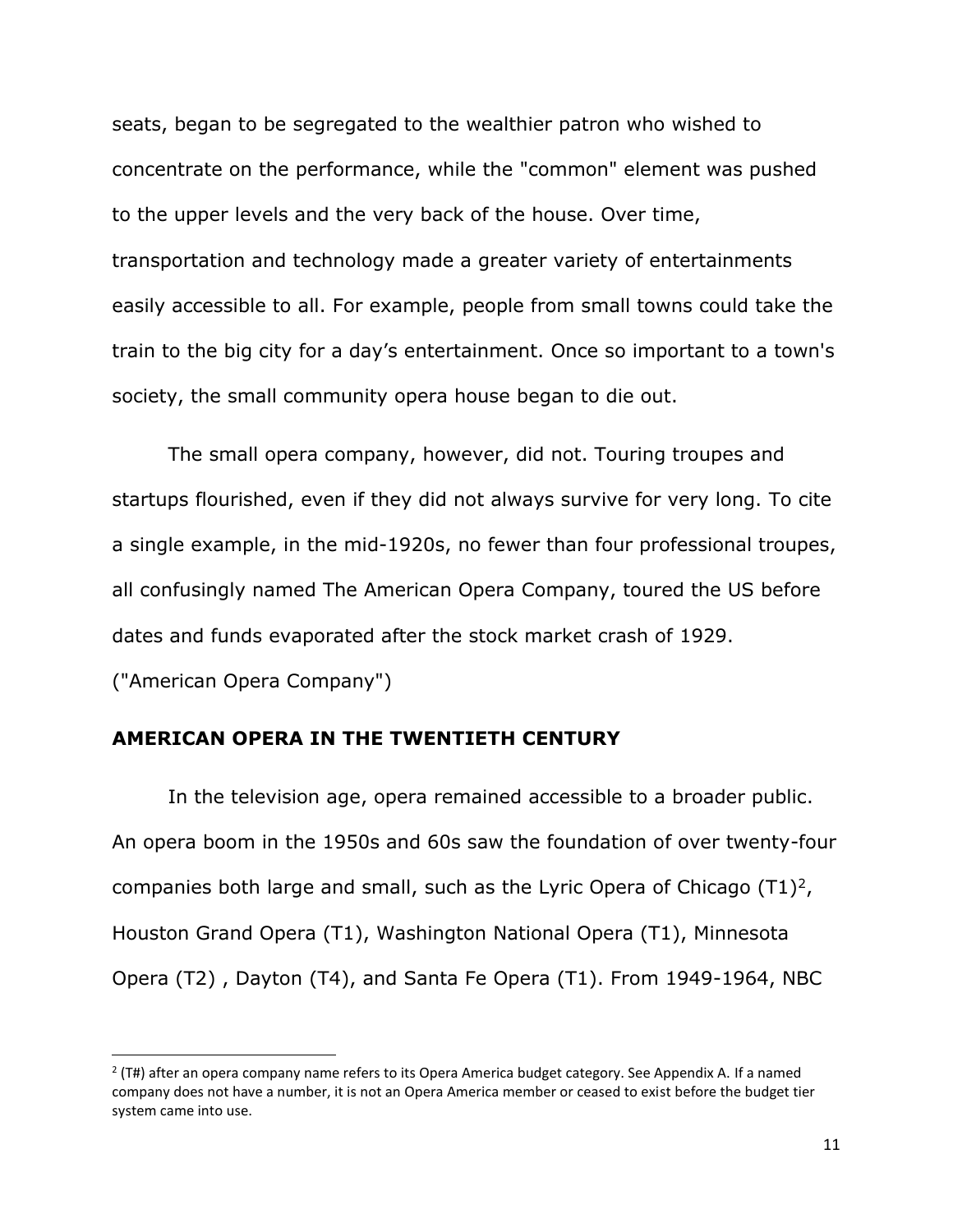seats, began to be segregated to the wealthier patron who wished to concentrate on the performance, while the "common" element was pushed to the upper levels and the very back of the house. Over time, transportation and technology made a greater variety of entertainments easily accessible to all. For example, people from small towns could take the train to the big city for a day's entertainment. Once so important to a town's society, the small community opera house began to die out.

The small opera company, however, did not. Touring troupes and startups flourished, even if they did not always survive for very long. To cite a single example, in the mid-1920s, no fewer than four professional troupes, all confusingly named The American Opera Company, toured the US before dates and funds evaporated after the stock market crash of 1929. ("American Opera Company")

## AMERICAN OPERA IN THE TWENTIETH CENTURY

In the television age, opera remained accessible to a broader public. An opera boom in the 1950s and 60s saw the foundation of over twenty-four companies both large and small, such as the Lyric Opera of Chicago (T1)[2], Houston Grand Opera (T1), Washington National Opera (T1), Minnesota Opera (T2) , Dayton (T4), and Santa Fe Opera (T1). From 1949-1964, NBC

---

[2] (T#) after an opera company name refers to its Opera America budget category. See Appendix A. If a named company does not have a number, it is not an Opera America member or ceased to exist before the budget tier system came into use.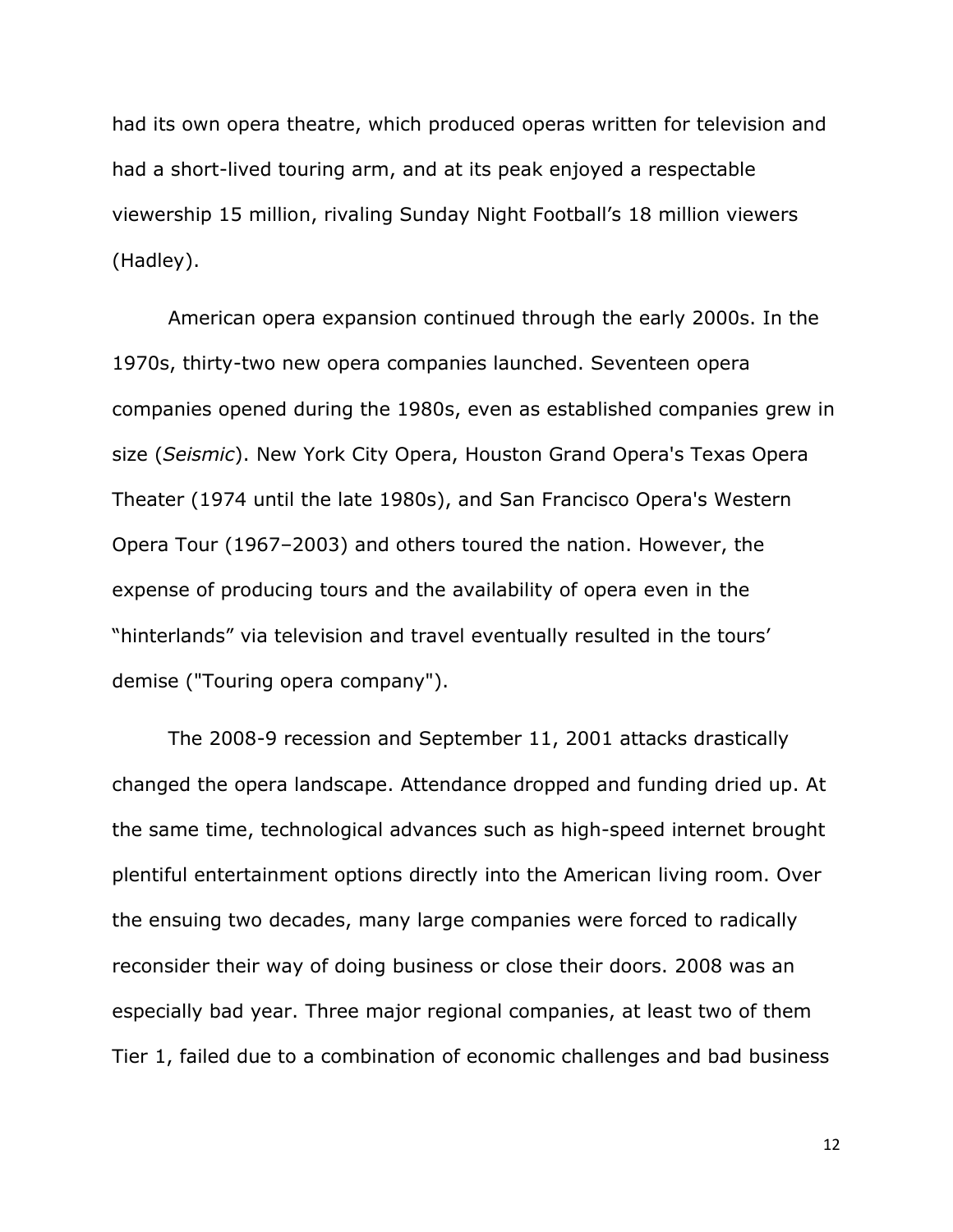had its own opera theatre, which produced operas written for television and had a short-lived touring arm, and at its peak enjoyed a respectable viewership 15 million, rivaling Sunday Night Football's 18 million viewers (Hadley).

American opera expansion continued through the early 2000s. In the 1970s, thirty-two new opera companies launched. Seventeen opera companies opened during the 1980s, even as established companies grew in size (*Seismic*). New York City Opera, Houston Grand Opera's Texas Opera Theater (1974 until the late 1980s), and San Francisco Opera's Western Opera Tour (1967–2003) and others toured the nation. However, the expense of producing tours and the availability of opera even in the "hinterlands" via television and travel eventually resulted in the tours' demise ("Touring opera company").

The 2008-9 recession and September 11, 2001 attacks drastically changed the opera landscape. Attendance dropped and funding dried up. At the same time, technological advances such as high-speed internet brought plentiful entertainment options directly into the American living room. Over the ensuing two decades, many large companies were forced to radically reconsider their way of doing business or close their doors. 2008 was an especially bad year. Three major regional companies, at least two of them Tier 1, failed due to a combination of economic challenges and bad business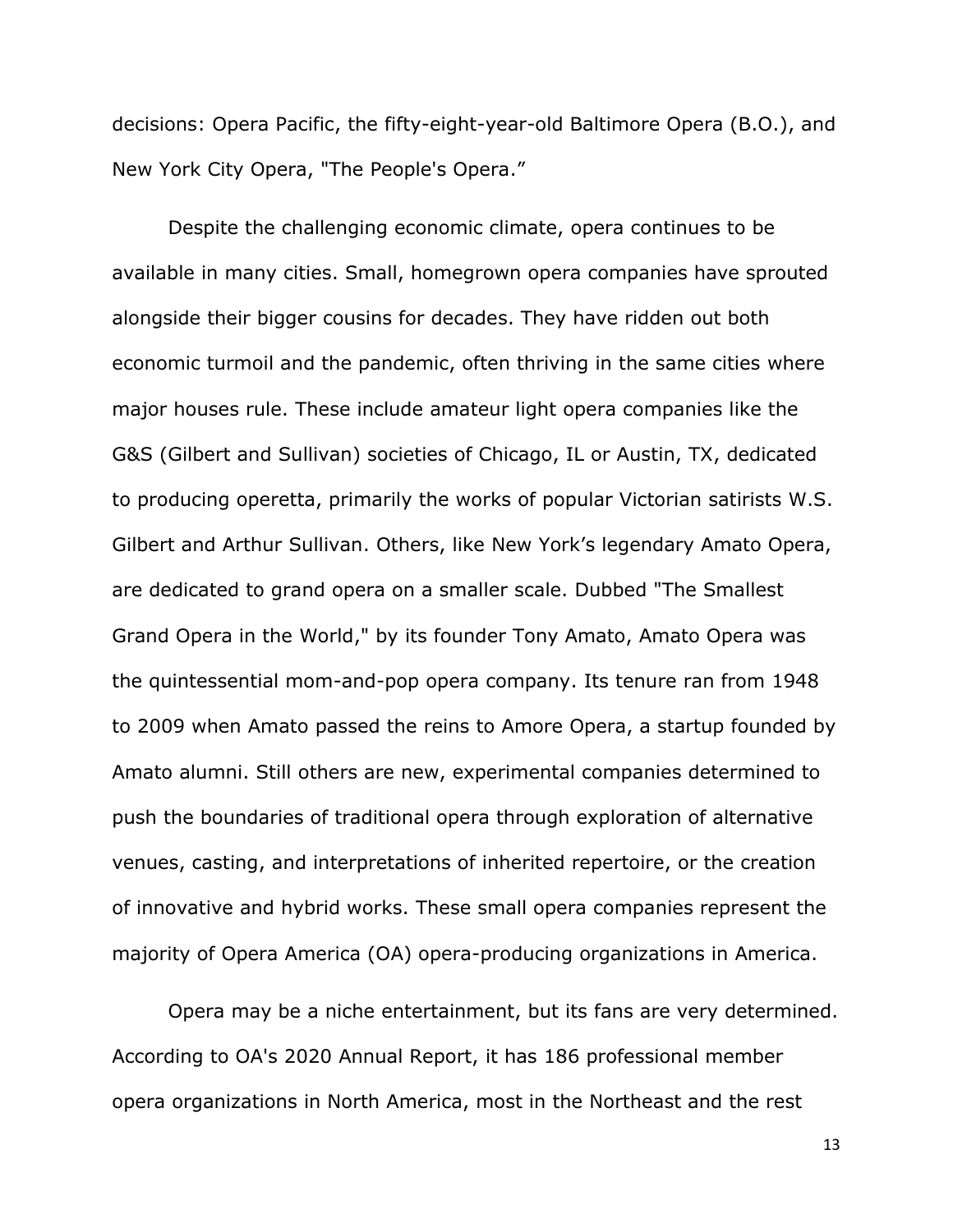decisions: Opera Pacific, the fifty-eight-year-old Baltimore Opera (B.O.), and New York City Opera, "The People's Opera."

Despite the challenging economic climate, opera continues to be available in many cities. Small, homegrown opera companies have sprouted alongside their bigger cousins for decades. They have ridden out both economic turmoil and the pandemic, often thriving in the same cities where major houses rule. These include amateur light opera companies like the G&S (Gilbert and Sullivan) societies of Chicago, IL or Austin, TX, dedicated to producing operetta, primarily the works of popular Victorian satirists W.S. Gilbert and Arthur Sullivan. Others, like New York's legendary Amato Opera, are dedicated to grand opera on a smaller scale. Dubbed "The Smallest Grand Opera in the World," by its founder Tony Amato, Amato Opera was the quintessential mom-and-pop opera company. Its tenure ran from 1948 to 2009 when Amato passed the reins to Amore Opera, a startup founded by Amato alumni. Still others are new, experimental companies determined to push the boundaries of traditional opera through exploration of alternative venues, casting, and interpretations of inherited repertoire, or the creation of innovative and hybrid works. These small opera companies represent the majority of Opera America (OA) opera-producing organizations in America.

Opera may be a niche entertainment, but its fans are very determined. According to OA's 2020 Annual Report, it has 186 professional member opera organizations in North America, most in the Northeast and the rest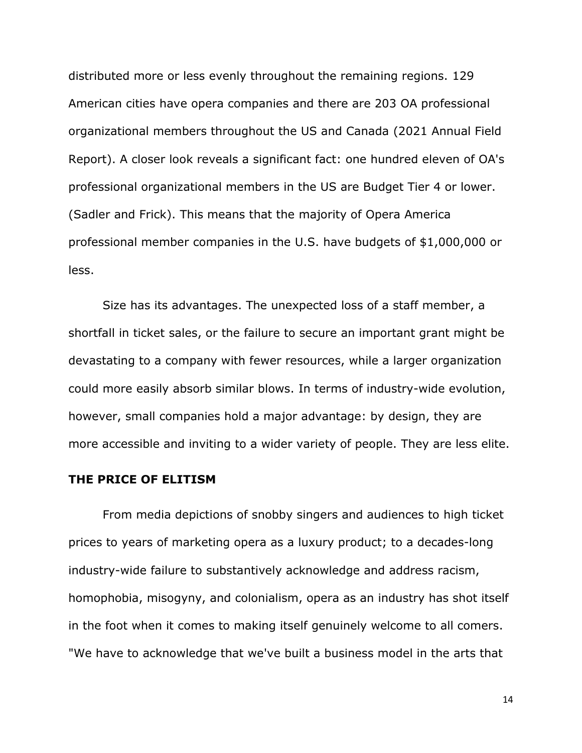distributed more or less evenly throughout the remaining regions. 129 American cities have opera companies and there are 203 OA professional organizational members throughout the US and Canada (2021 Annual Field Report). A closer look reveals a significant fact: one hundred eleven of OA's professional organizational members in the US are Budget Tier 4 or lower. (Sadler and Frick). This means that the majority of Opera America professional member companies in the U.S. have budgets of $1,000,000 or less.

Size has its advantages. The unexpected loss of a staff member, a shortfall in ticket sales, or the failure to secure an important grant might be devastating to a company with fewer resources, while a larger organization could more easily absorb similar blows. In terms of industry-wide evolution, however, small companies hold a major advantage: by design, they are more accessible and inviting to a wider variety of people. They are less elite.

## THE PRICE OF ELITISM

From media depictions of snobby singers and audiences to high ticket prices to years of marketing opera as a luxury product; to a decades-long industry-wide failure to substantively acknowledge and address racism, homophobia, misogyny, and colonialism, opera as an industry has shot itself in the foot when it comes to making itself genuinely welcome to all comers. "We have to acknowledge that we've built a business model in the arts that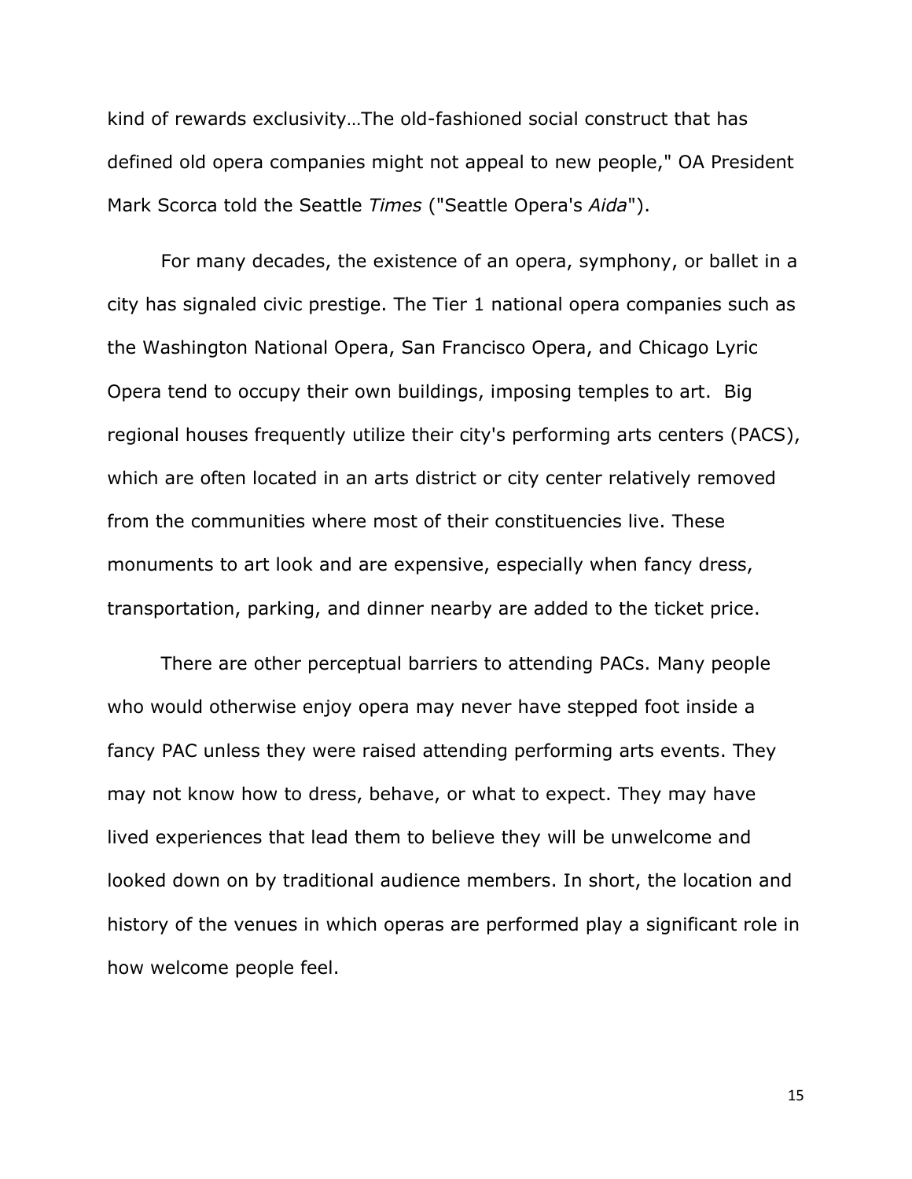kind of rewards exclusivity…The old-fashioned social construct that has defined old opera companies might not appeal to new people," OA President Mark Scorca told the Seattle *Times* ("Seattle Opera's *Aida*").

For many decades, the existence of an opera, symphony, or ballet in a city has signaled civic prestige. The Tier 1 national opera companies such as the Washington National Opera, San Francisco Opera, and Chicago Lyric Opera tend to occupy their own buildings, imposing temples to art. Big regional houses frequently utilize their city's performing arts centers (PACS), which are often located in an arts district or city center relatively removed from the communities where most of their constituencies live. These monuments to art look and are expensive, especially when fancy dress, transportation, parking, and dinner nearby are added to the ticket price.

There are other perceptual barriers to attending PACs. Many people who would otherwise enjoy opera may never have stepped foot inside a fancy PAC unless they were raised attending performing arts events. They may not know how to dress, behave, or what to expect. They may have lived experiences that lead them to believe they will be unwelcome and looked down on by traditional audience members. In short, the location and history of the venues in which operas are performed play a significant role in how welcome people feel.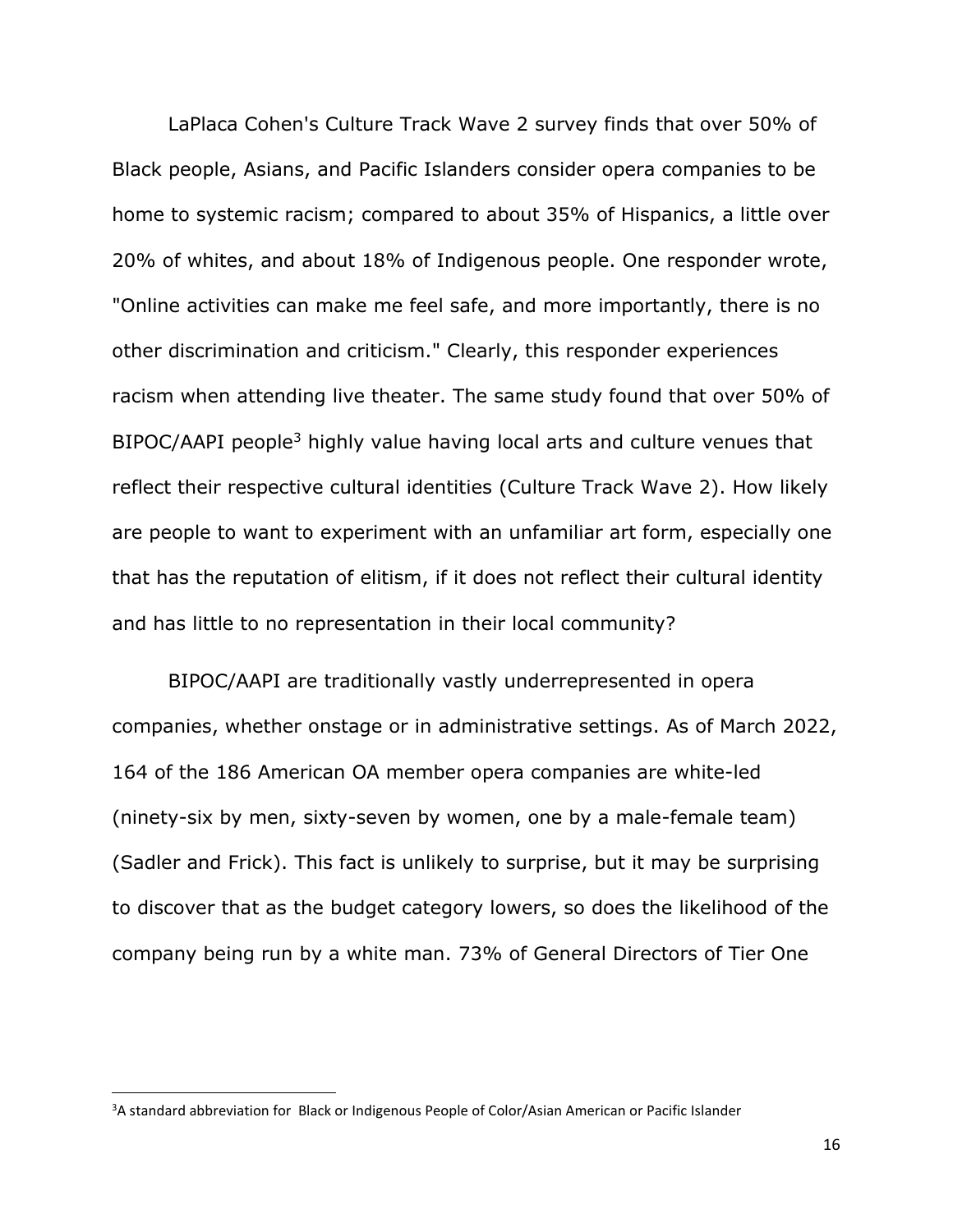LaPlaca Cohen's Culture Track Wave 2 survey finds that over 50% of Black people, Asians, and Pacific Islanders consider opera companies to be home to systemic racism; compared to about 35% of Hispanics, a little over 20% of whites, and about 18% of Indigenous people. One responder wrote, "Online activities can make me feel safe, and more importantly, there is no other discrimination and criticism." Clearly, this responder experiences racism when attending live theater. The same study found that over 50% of BIPOC/AAPI people[3] highly value having local arts and culture venues that reflect their respective cultural identities (Culture Track Wave 2). How likely are people to want to experiment with an unfamiliar art form, especially one that has the reputation of elitism, if it does not reflect their cultural identity and has little to no representation in their local community?

BIPOC/AAPI are traditionally vastly underrepresented in opera companies, whether onstage or in administrative settings. As of March 2022, 164 of the 186 American OA member opera companies are white-led (ninety-six by men, sixty-seven by women, one by a male-female team) (Sadler and Frick). This fact is unlikely to surprise, but it may be surprising to discover that as the budget category lowers, so does the likelihood of the company being run by a white man. 73% of General Directors of Tier One

[3] A standard abbreviation for Black or Indigenous People of Color/Asian American or Pacific Islander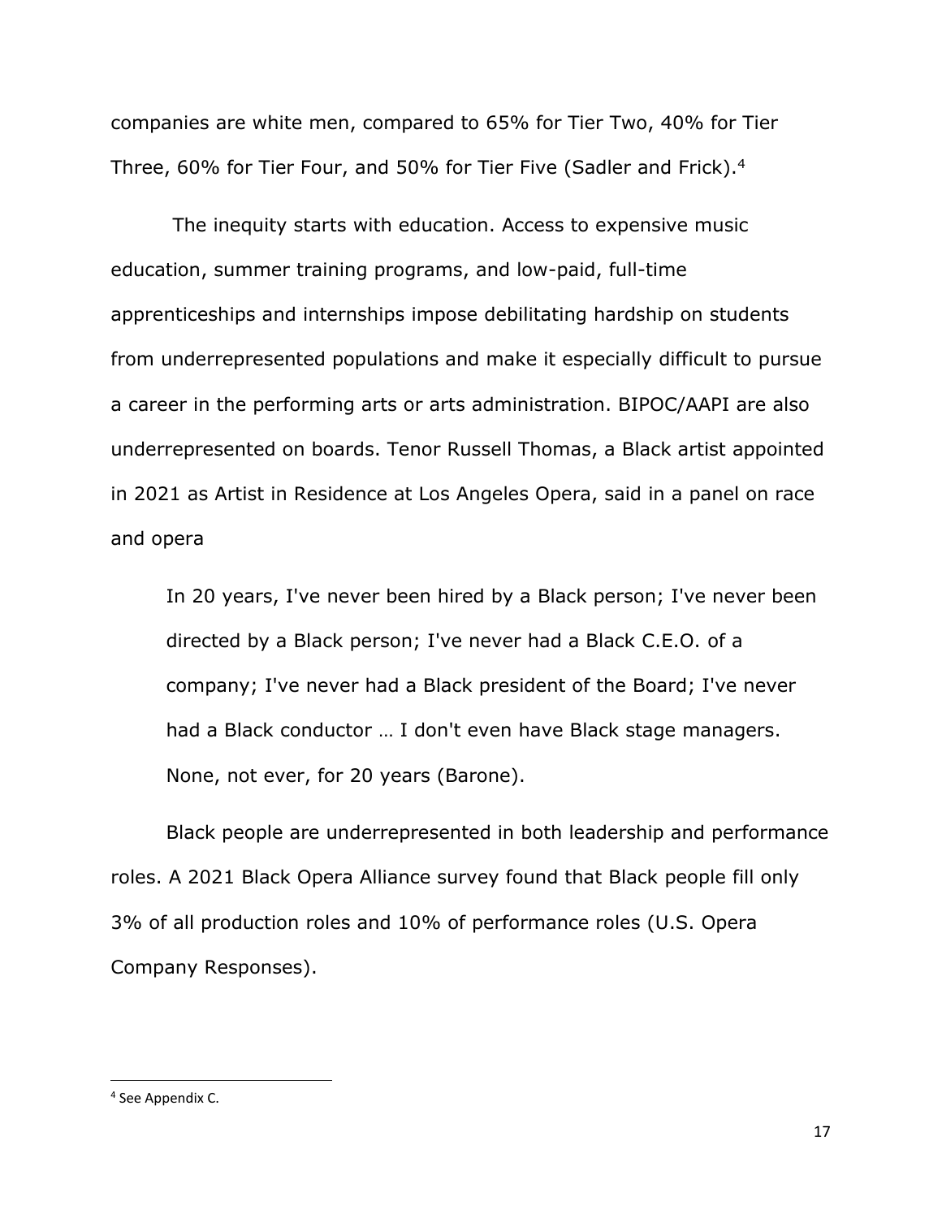companies are white men, compared to 65% for Tier Two, 40% for Tier Three, 60% for Tier Four, and 50% for Tier Five (Sadler and Frick).[4]

The inequity starts with education. Access to expensive music education, summer training programs, and low-paid, full-time apprenticeships and internships impose debilitating hardship on students from underrepresented populations and make it especially difficult to pursue a career in the performing arts or arts administration. BIPOC/AAPI are also underrepresented on boards. Tenor Russell Thomas, a Black artist appointed in 2021 as Artist in Residence at Los Angeles Opera, said in a panel on race and opera

> In 20 years, I've never been hired by a Black person; I've never been directed by a Black person; I've never had a Black C.E.O. of a company; I've never had a Black president of the Board; I've never had a Black conductor … I don't even have Black stage managers. None, not ever, for 20 years (Barone).

Black people are underrepresented in both leadership and performance roles. A 2021 Black Opera Alliance survey found that Black people fill only 3% of all production roles and 10% of performance roles (U.S. Opera Company Responses).

---

[4] See Appendix C.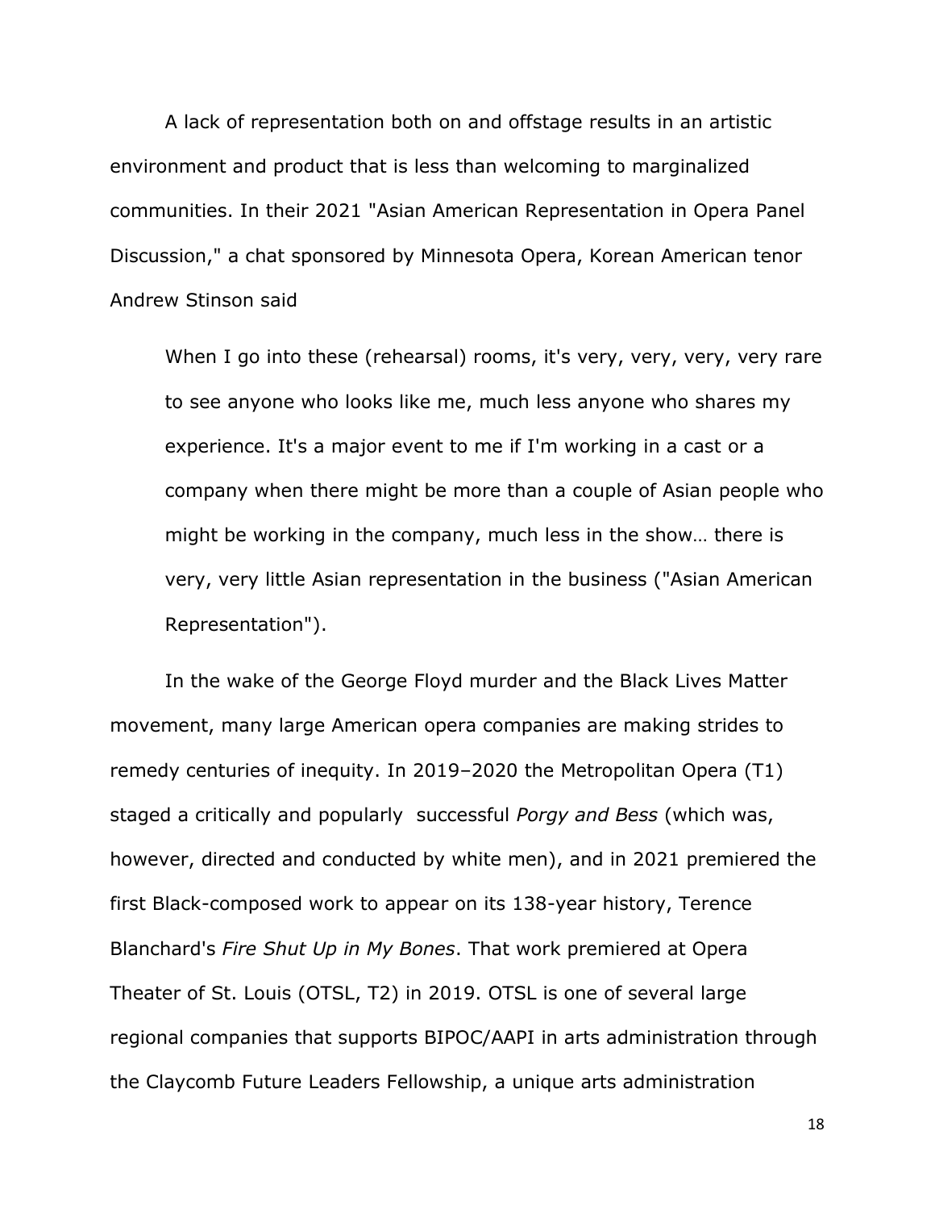A lack of representation both on and offstage results in an artistic environment and product that is less than welcoming to marginalized communities. In their 2021 "Asian American Representation in Opera Panel Discussion," a chat sponsored by Minnesota Opera, Korean American tenor Andrew Stinson said

> When I go into these (rehearsal) rooms, it's very, very, very, very rare to see anyone who looks like me, much less anyone who shares my experience. It's a major event to me if I'm working in a cast or a company when there might be more than a couple of Asian people who might be working in the company, much less in the show… there is very, very little Asian representation in the business ("Asian American Representation").

In the wake of the George Floyd murder and the Black Lives Matter movement, many large American opera companies are making strides to remedy centuries of inequity. In 2019–2020 the Metropolitan Opera (T1) staged a critically and popularly successful *Porgy and Bess* (which was, however, directed and conducted by white men), and in 2021 premiered the first Black-composed work to appear on its 138-year history, Terence Blanchard's *Fire Shut Up in My Bones*. That work premiered at Opera Theater of St. Louis (OTSL, T2) in 2019. OTSL is one of several large regional companies that supports BIPOC/AAPI in arts administration through the Claycomb Future Leaders Fellowship, a unique arts administration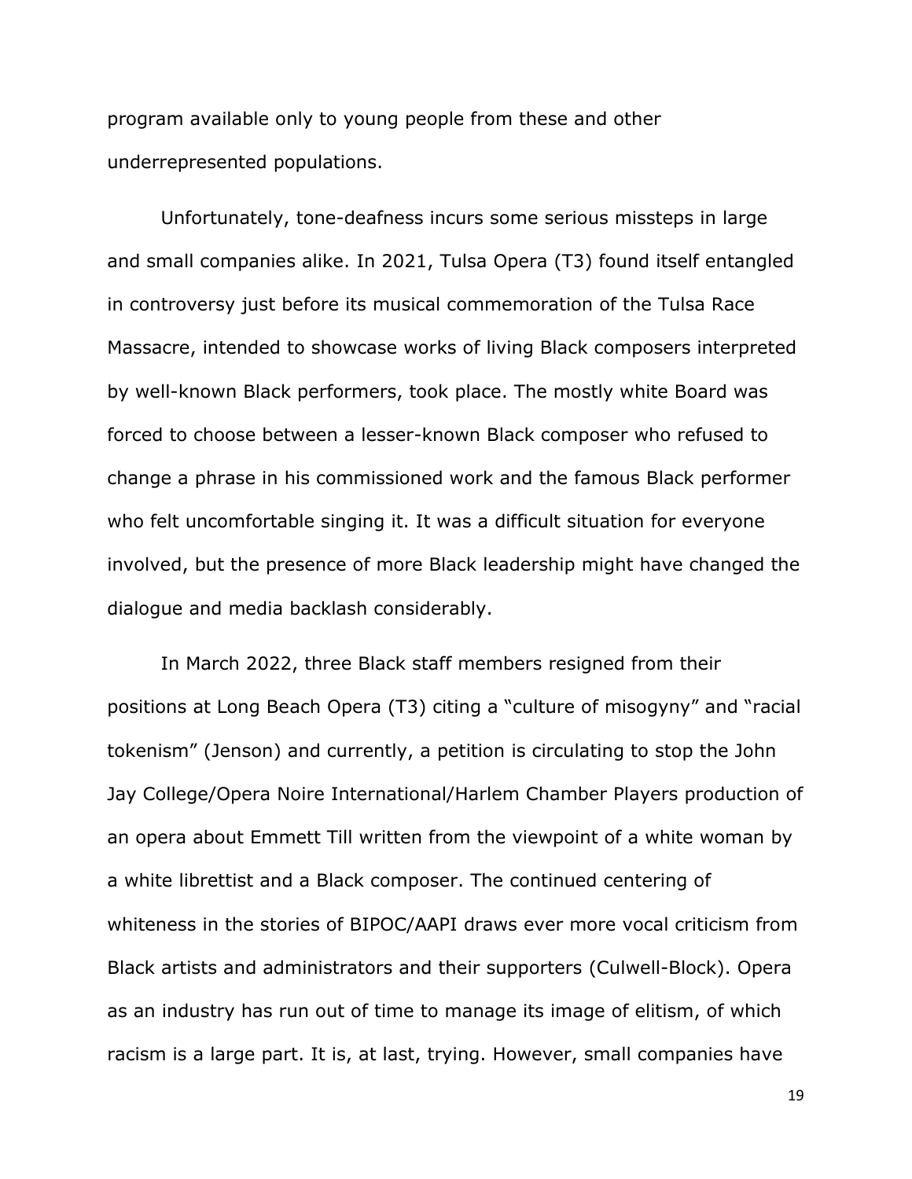program available only to young people from these and other underrepresented populations.

Unfortunately, tone-deafness incurs some serious missteps in large and small companies alike. In 2021, Tulsa Opera (T3) found itself entangled in controversy just before its musical commemoration of the Tulsa Race Massacre, intended to showcase works of living Black composers interpreted by well-known Black performers, took place. The mostly white Board was forced to choose between a lesser-known Black composer who refused to change a phrase in his commissioned work and the famous Black performer who felt uncomfortable singing it. It was a difficult situation for everyone involved, but the presence of more Black leadership might have changed the dialogue and media backlash considerably.

In March 2022, three Black staff members resigned from their positions at Long Beach Opera (T3) citing a "culture of misogyny" and "racial tokenism" (Jenson) and currently, a petition is circulating to stop the John Jay College/Opera Noire International/Harlem Chamber Players production of an opera about Emmett Till written from the viewpoint of a white woman by a white librettist and a Black composer. The continued centering of whiteness in the stories of BIPOC/AAPI draws ever more vocal criticism from Black artists and administrators and their supporters (Culwell-Block). Opera as an industry has run out of time to manage its image of elitism, of which racism is a large part. It is, at last, trying. However, small companies have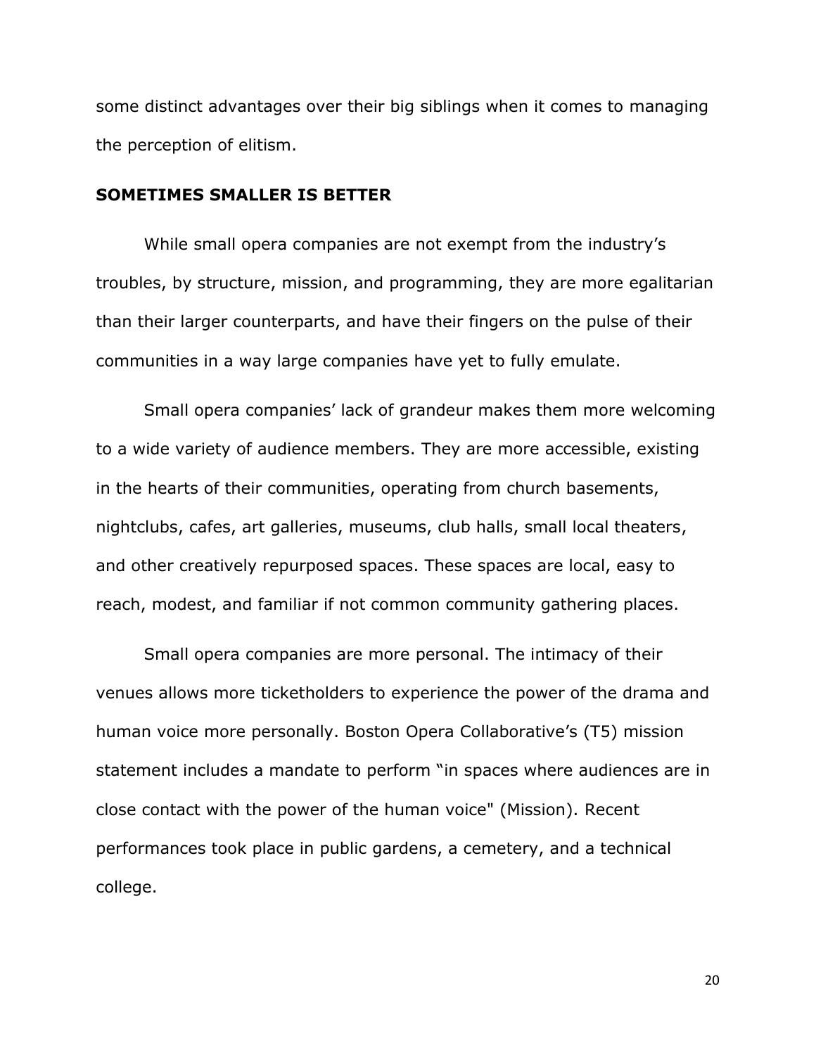some distinct advantages over their big siblings when it comes to managing the perception of elitism.

## SOMETIMES SMALLER IS BETTER

While small opera companies are not exempt from the industry's troubles, by structure, mission, and programming, they are more egalitarian than their larger counterparts, and have their fingers on the pulse of their communities in a way large companies have yet to fully emulate.

Small opera companies' lack of grandeur makes them more welcoming to a wide variety of audience members. They are more accessible, existing in the hearts of their communities, operating from church basements, nightclubs, cafes, art galleries, museums, club halls, small local theaters, and other creatively repurposed spaces. These spaces are local, easy to reach, modest, and familiar if not common community gathering places.

Small opera companies are more personal. The intimacy of their venues allows more ticketholders to experience the power of the drama and human voice more personally. Boston Opera Collaborative's (T5) mission statement includes a mandate to perform "in spaces where audiences are in close contact with the power of the human voice" (Mission). Recent performances took place in public gardens, a cemetery, and a technical college.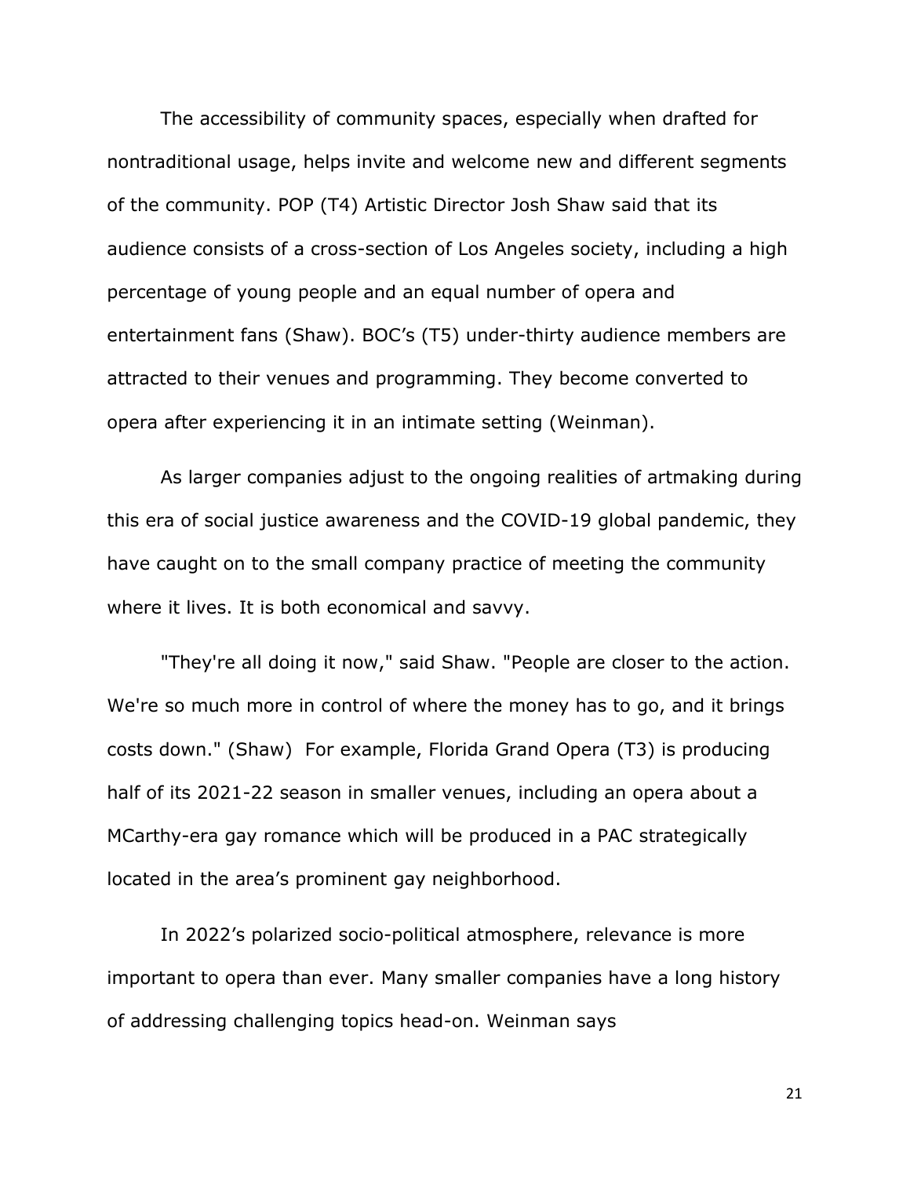The accessibility of community spaces, especially when drafted for nontraditional usage, helps invite and welcome new and different segments of the community. POP (T4) Artistic Director Josh Shaw said that its audience consists of a cross-section of Los Angeles society, including a high percentage of young people and an equal number of opera and entertainment fans (Shaw). BOC's (T5) under-thirty audience members are attracted to their venues and programming. They become converted to opera after experiencing it in an intimate setting (Weinman).

As larger companies adjust to the ongoing realities of artmaking during this era of social justice awareness and the COVID-19 global pandemic, they have caught on to the small company practice of meeting the community where it lives. It is both economical and savvy.

"They're all doing it now," said Shaw. "People are closer to the action. We're so much more in control of where the money has to go, and it brings costs down." (Shaw) For example, Florida Grand Opera (T3) is producing half of its 2021-22 season in smaller venues, including an opera about a MCarthy-era gay romance which will be produced in a PAC strategically located in the area's prominent gay neighborhood.

In 2022's polarized socio-political atmosphere, relevance is more important to opera than ever. Many smaller companies have a long history of addressing challenging topics head-on. Weinman says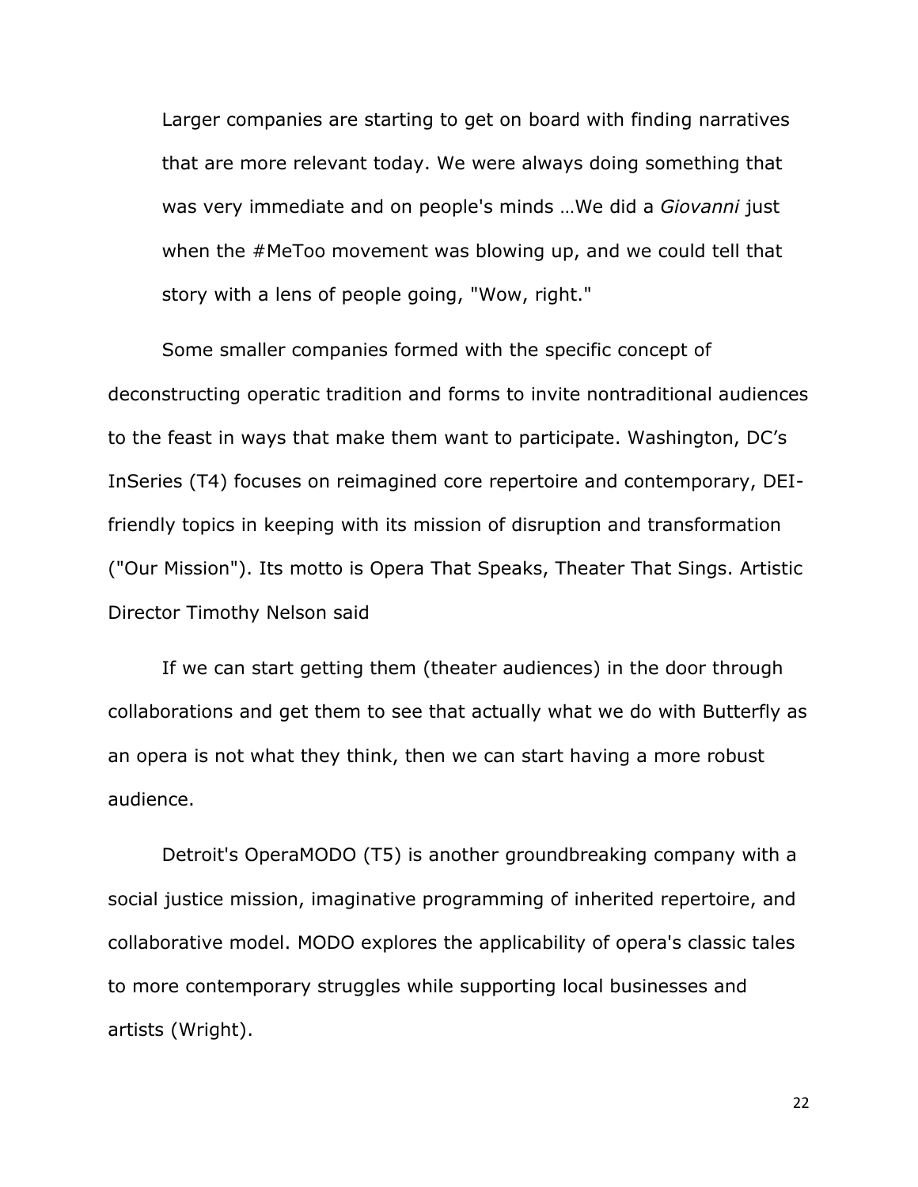> Larger companies are starting to get on board with finding narratives that are more relevant today. We were always doing something that was very immediate and on people's minds …We did a *Giovanni* just when the #MeToo movement was blowing up, and we could tell that story with a lens of people going, "Wow, right."

Some smaller companies formed with the specific concept of deconstructing operatic tradition and forms to invite nontraditional audiences to the feast in ways that make them want to participate. Washington, DC's InSeries (T4) focuses on reimagined core repertoire and contemporary, DEI-friendly topics in keeping with its mission of disruption and transformation ("Our Mission"). Its motto is Opera That Speaks, Theater That Sings. Artistic Director Timothy Nelson said

> If we can start getting them (theater audiences) in the door through collaborations and get them to see that actually what we do with Butterfly as an opera is not what they think, then we can start having a more robust audience.

Detroit's OperaMODO (T5) is another groundbreaking company with a social justice mission, imaginative programming of inherited repertoire, and collaborative model. MODO explores the applicability of opera's classic tales to more contemporary struggles while supporting local businesses and artists (Wright).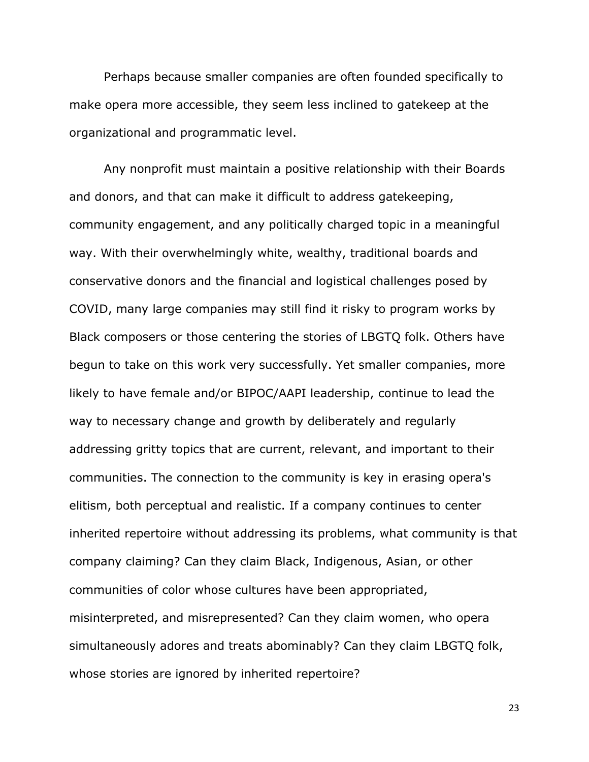Perhaps because smaller companies are often founded specifically to make opera more accessible, they seem less inclined to gatekeep at the organizational and programmatic level.

Any nonprofit must maintain a positive relationship with their Boards and donors, and that can make it difficult to address gatekeeping, community engagement, and any politically charged topic in a meaningful way. With their overwhelmingly white, wealthy, traditional boards and conservative donors and the financial and logistical challenges posed by COVID, many large companies may still find it risky to program works by Black composers or those centering the stories of LBGTQ folk. Others have begun to take on this work very successfully. Yet smaller companies, more likely to have female and/or BIPOC/AAPI leadership, continue to lead the way to necessary change and growth by deliberately and regularly addressing gritty topics that are current, relevant, and important to their communities. The connection to the community is key in erasing opera's elitism, both perceptual and realistic. If a company continues to center inherited repertoire without addressing its problems, what community is that company claiming? Can they claim Black, Indigenous, Asian, or other communities of color whose cultures have been appropriated, misinterpreted, and misrepresented? Can they claim women, who opera simultaneously adores and treats abominably? Can they claim LBGTQ folk, whose stories are ignored by inherited repertoire?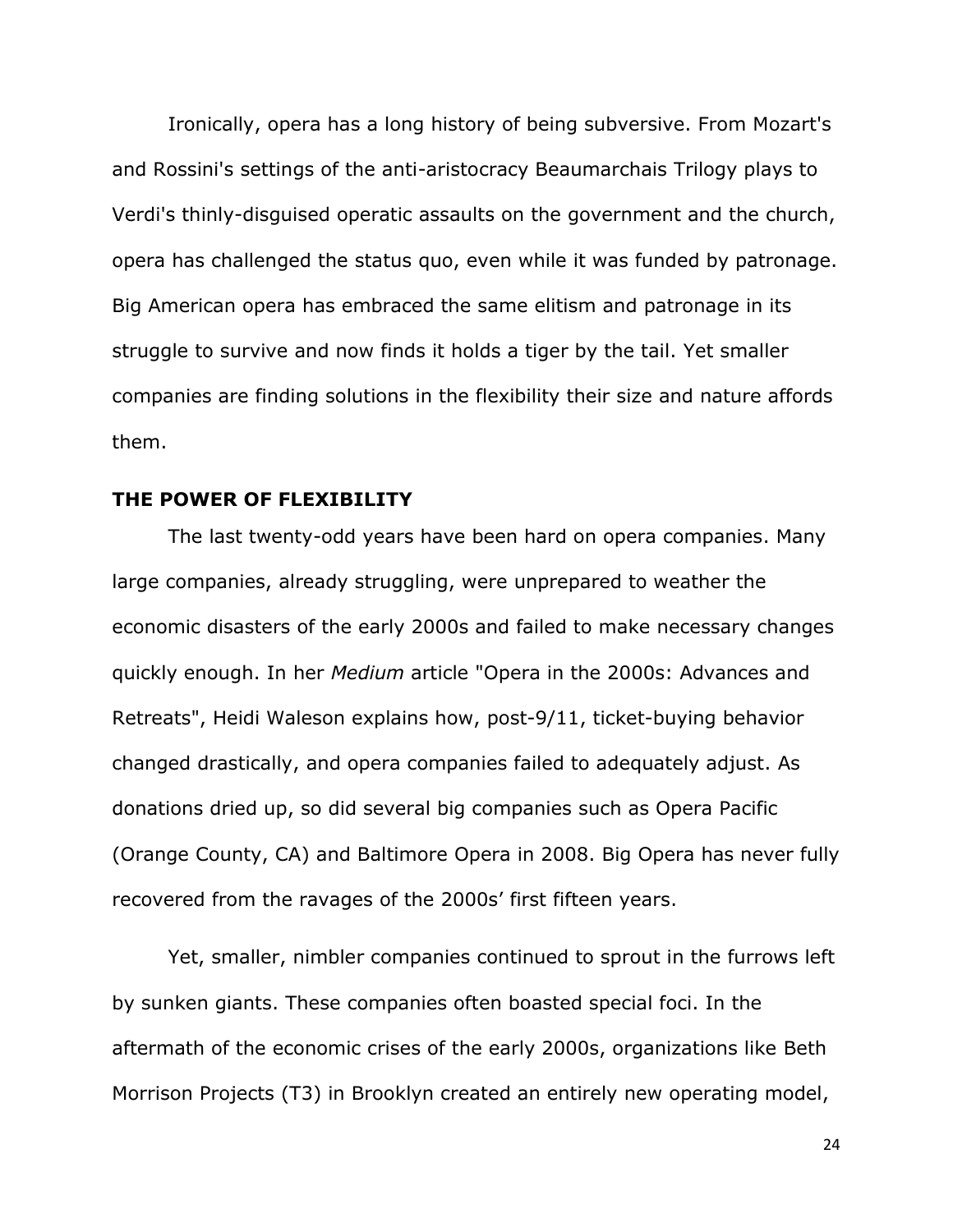Ironically, opera has a long history of being subversive. From Mozart's and Rossini's settings of the anti-aristocracy Beaumarchais Trilogy plays to Verdi's thinly-disguised operatic assaults on the government and the church, opera has challenged the status quo, even while it was funded by patronage. Big American opera has embraced the same elitism and patronage in its struggle to survive and now finds it holds a tiger by the tail. Yet smaller companies are finding solutions in the flexibility their size and nature affords them.

## THE POWER OF FLEXIBILITY

The last twenty-odd years have been hard on opera companies. Many large companies, already struggling, were unprepared to weather the economic disasters of the early 2000s and failed to make necessary changes quickly enough. In her *Medium* article "Opera in the 2000s: Advances and Retreats", Heidi Waleson explains how, post-9/11, ticket-buying behavior changed drastically, and opera companies failed to adequately adjust. As donations dried up, so did several big companies such as Opera Pacific (Orange County, CA) and Baltimore Opera in 2008. Big Opera has never fully recovered from the ravages of the 2000s' first fifteen years.

Yet, smaller, nimbler companies continued to sprout in the furrows left by sunken giants. These companies often boasted special foci. In the aftermath of the economic crises of the early 2000s, organizations like Beth Morrison Projects (T3) in Brooklyn created an entirely new operating model,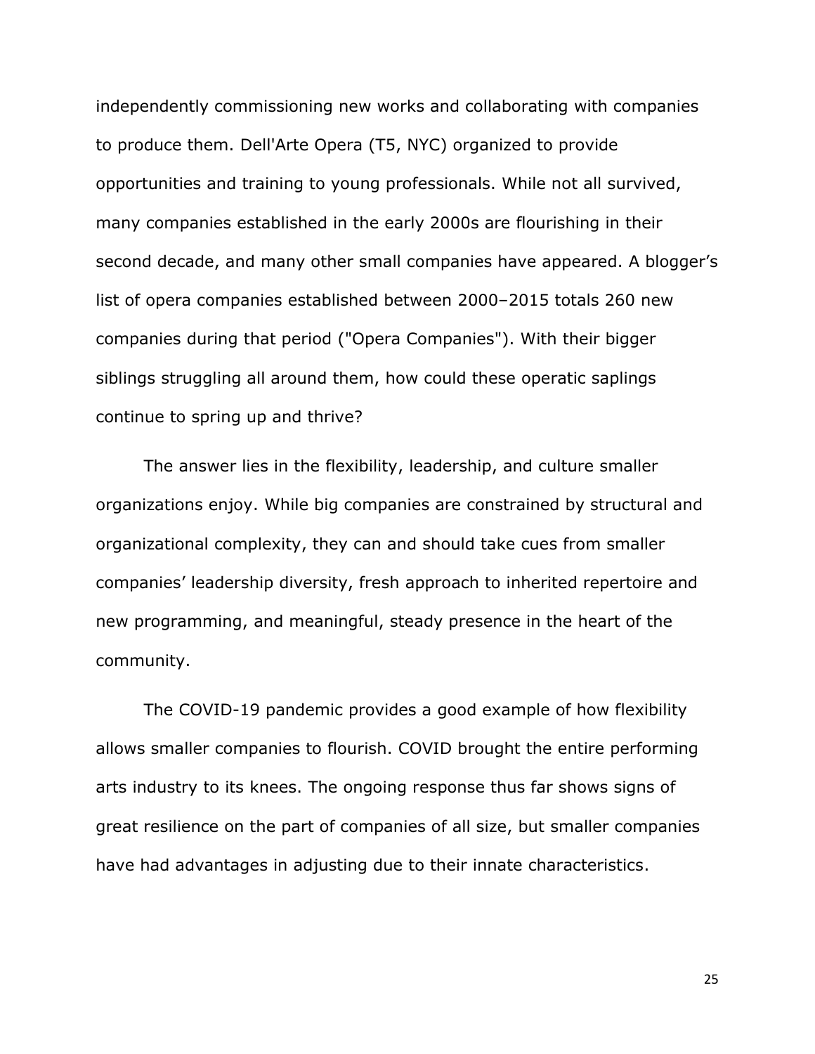independently commissioning new works and collaborating with companies to produce them. Dell'Arte Opera (T5, NYC) organized to provide opportunities and training to young professionals. While not all survived, many companies established in the early 2000s are flourishing in their second decade, and many other small companies have appeared. A blogger's list of opera companies established between 2000–2015 totals 260 new companies during that period ("Opera Companies"). With their bigger siblings struggling all around them, how could these operatic saplings continue to spring up and thrive?

The answer lies in the flexibility, leadership, and culture smaller organizations enjoy. While big companies are constrained by structural and organizational complexity, they can and should take cues from smaller companies' leadership diversity, fresh approach to inherited repertoire and new programming, and meaningful, steady presence in the heart of the community.

The COVID-19 pandemic provides a good example of how flexibility allows smaller companies to flourish. COVID brought the entire performing arts industry to its knees. The ongoing response thus far shows signs of great resilience on the part of companies of all size, but smaller companies have had advantages in adjusting due to their innate characteristics.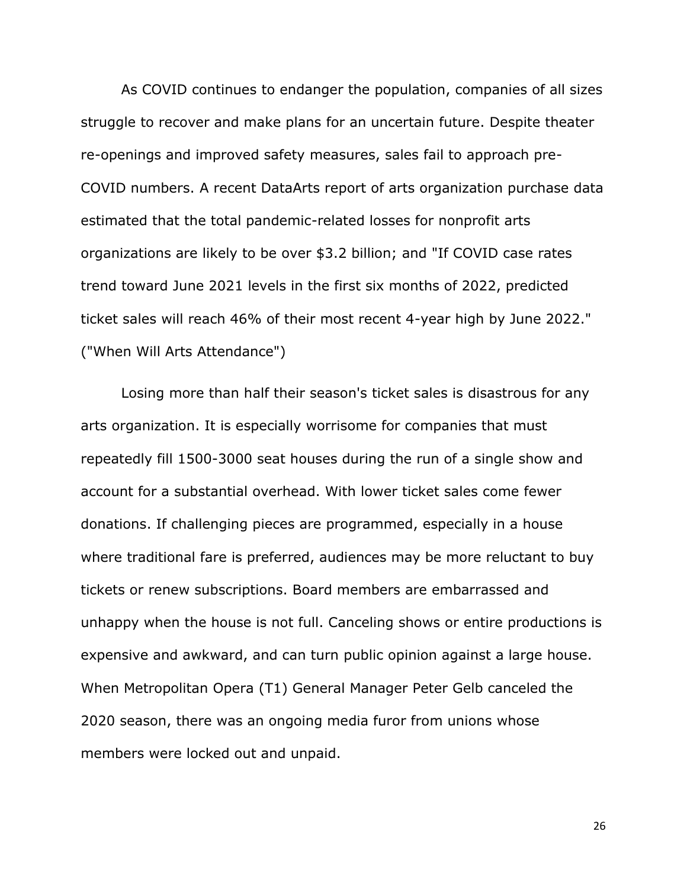As COVID continues to endanger the population, companies of all sizes struggle to recover and make plans for an uncertain future. Despite theater re-openings and improved safety measures, sales fail to approach pre-COVID numbers. A recent DataArts report of arts organization purchase data estimated that the total pandemic-related losses for nonprofit arts organizations are likely to be over $3.2 billion; and "If COVID case rates trend toward June 2021 levels in the first six months of 2022, predicted ticket sales will reach 46% of their most recent 4-year high by June 2022." ("When Will Arts Attendance")

Losing more than half their season's ticket sales is disastrous for any arts organization. It is especially worrisome for companies that must repeatedly fill 1500-3000 seat houses during the run of a single show and account for a substantial overhead. With lower ticket sales come fewer donations. If challenging pieces are programmed, especially in a house where traditional fare is preferred, audiences may be more reluctant to buy tickets or renew subscriptions. Board members are embarrassed and unhappy when the house is not full. Canceling shows or entire productions is expensive and awkward, and can turn public opinion against a large house. When Metropolitan Opera (T1) General Manager Peter Gelb canceled the 2020 season, there was an ongoing media furor from unions whose members were locked out and unpaid.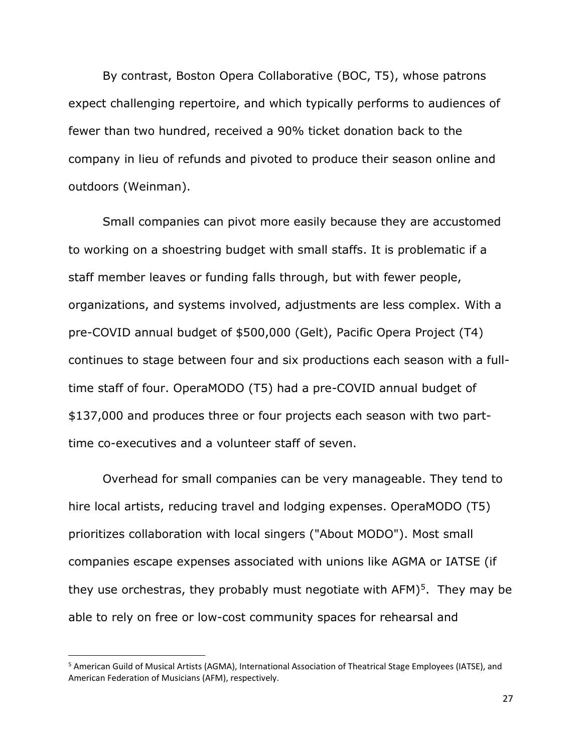By contrast, Boston Opera Collaborative (BOC, T5), whose patrons expect challenging repertoire, and which typically performs to audiences of fewer than two hundred, received a 90% ticket donation back to the company in lieu of refunds and pivoted to produce their season online and outdoors (Weinman).

Small companies can pivot more easily because they are accustomed to working on a shoestring budget with small staffs. It is problematic if a staff member leaves or funding falls through, but with fewer people, organizations, and systems involved, adjustments are less complex. With a pre-COVID annual budget of $500,000 (Gelt), Pacific Opera Project (T4) continues to stage between four and six productions each season with a full-time staff of four. OperaMODO (T5) had a pre-COVID annual budget of $137,000 and produces three or four projects each season with two part-time co-executives and a volunteer staff of seven.

Overhead for small companies can be very manageable. They tend to hire local artists, reducing travel and lodging expenses. OperaMODO (T5) prioritizes collaboration with local singers ("About MODO"). Most small companies escape expenses associated with unions like AGMA or IATSE (if they use orchestras, they probably must negotiate with AFM)[5]. They may be able to rely on free or low-cost community spaces for rehearsal and

[5] American Guild of Musical Artists (AGMA), International Association of Theatrical Stage Employees (IATSE), and American Federation of Musicians (AFM), respectively.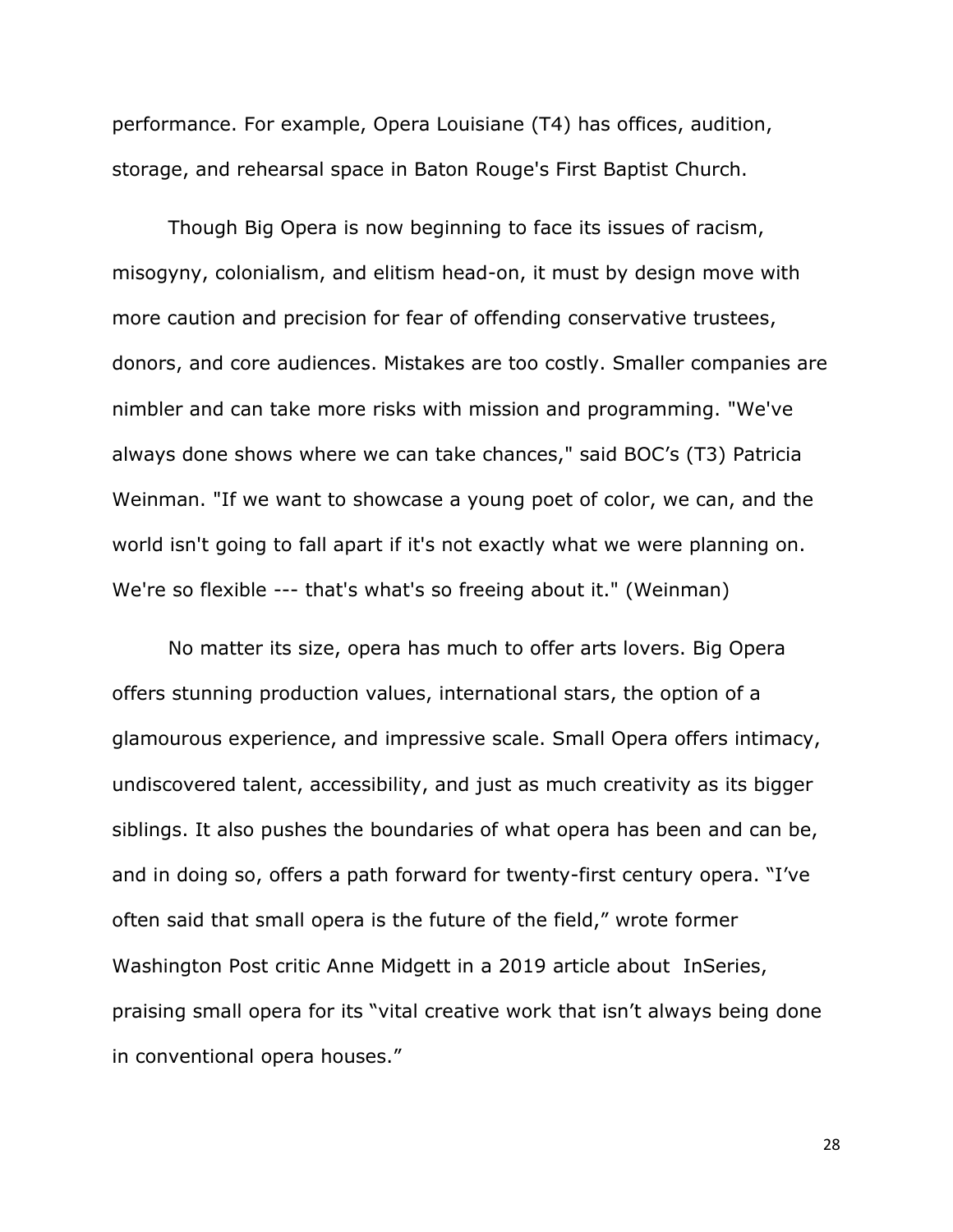performance. For example, Opera Louisiane (T4) has offices, audition, storage, and rehearsal space in Baton Rouge's First Baptist Church.

Though Big Opera is now beginning to face its issues of racism, misogyny, colonialism, and elitism head-on, it must by design move with more caution and precision for fear of offending conservative trustees, donors, and core audiences. Mistakes are too costly. Smaller companies are nimbler and can take more risks with mission and programming. "We've always done shows where we can take chances," said BOC's (T3) Patricia Weinman. "If we want to showcase a young poet of color, we can, and the world isn't going to fall apart if it's not exactly what we were planning on. We're so flexible --- that's what's so freeing about it." (Weinman)

No matter its size, opera has much to offer arts lovers. Big Opera offers stunning production values, international stars, the option of a glamourous experience, and impressive scale. Small Opera offers intimacy, undiscovered talent, accessibility, and just as much creativity as its bigger siblings. It also pushes the boundaries of what opera has been and can be, and in doing so, offers a path forward for twenty-first century opera. "I've often said that small opera is the future of the field," wrote former Washington Post critic Anne Midgett in a 2019 article about InSeries, praising small opera for its "vital creative work that isn't always being done in conventional opera houses."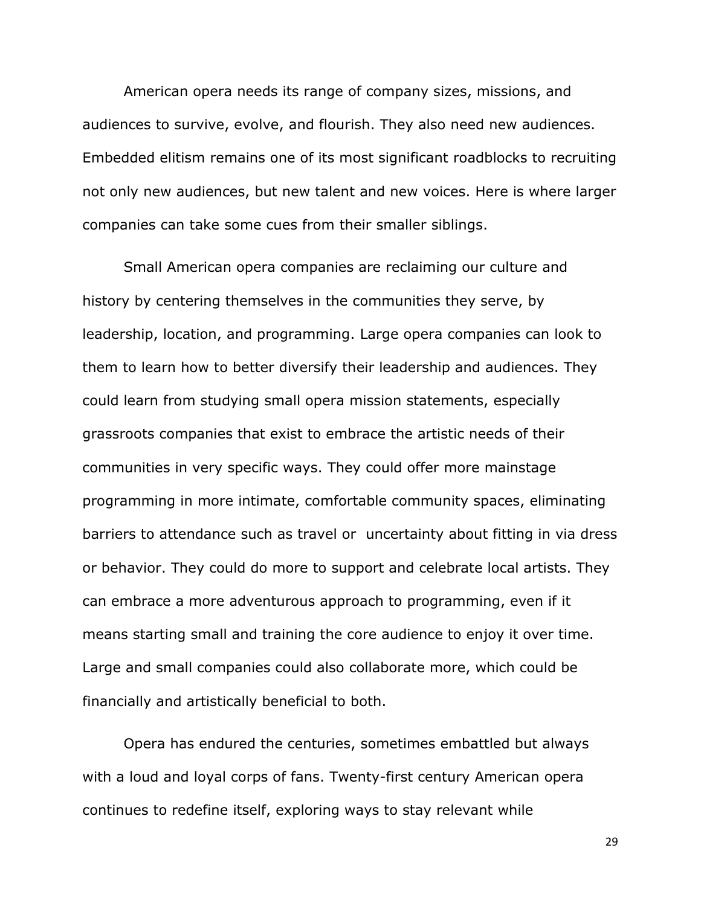American opera needs its range of company sizes, missions, and audiences to survive, evolve, and flourish. They also need new audiences. Embedded elitism remains one of its most significant roadblocks to recruiting not only new audiences, but new talent and new voices. Here is where larger companies can take some cues from their smaller siblings.

Small American opera companies are reclaiming our culture and history by centering themselves in the communities they serve, by leadership, location, and programming. Large opera companies can look to them to learn how to better diversify their leadership and audiences. They could learn from studying small opera mission statements, especially grassroots companies that exist to embrace the artistic needs of their communities in very specific ways. They could offer more mainstage programming in more intimate, comfortable community spaces, eliminating barriers to attendance such as travel or uncertainty about fitting in via dress or behavior. They could do more to support and celebrate local artists. They can embrace a more adventurous approach to programming, even if it means starting small and training the core audience to enjoy it over time. Large and small companies could also collaborate more, which could be financially and artistically beneficial to both.

Opera has endured the centuries, sometimes embattled but always with a loud and loyal corps of fans. Twenty-first century American opera continues to redefine itself, exploring ways to stay relevant while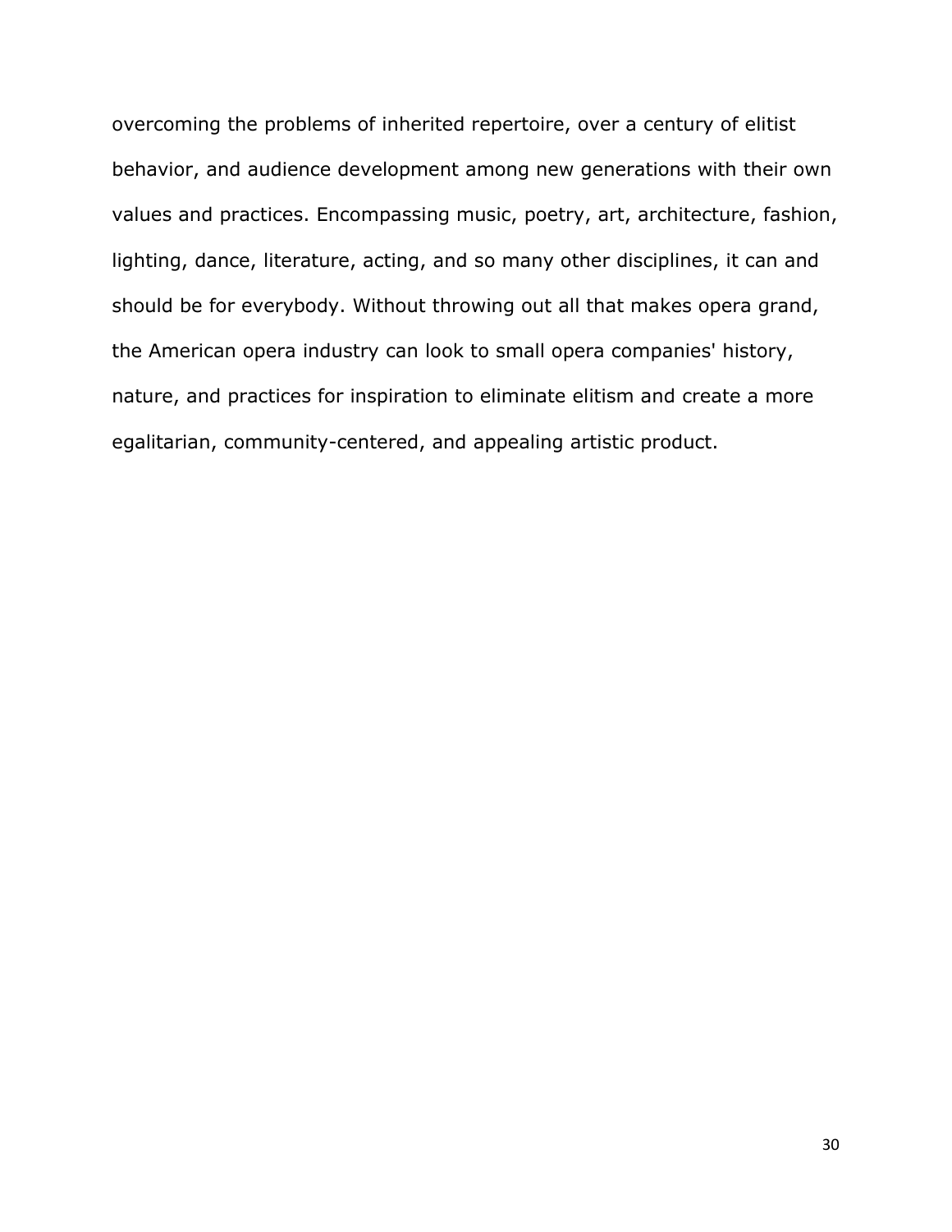overcoming the problems of inherited repertoire, over a century of elitist behavior, and audience development among new generations with their own values and practices. Encompassing music, poetry, art, architecture, fashion, lighting, dance, literature, acting, and so many other disciplines, it can and should be for everybody. Without throwing out all that makes opera grand, the American opera industry can look to small opera companies' history, nature, and practices for inspiration to eliminate elitism and create a more egalitarian, community-centered, and appealing artistic product.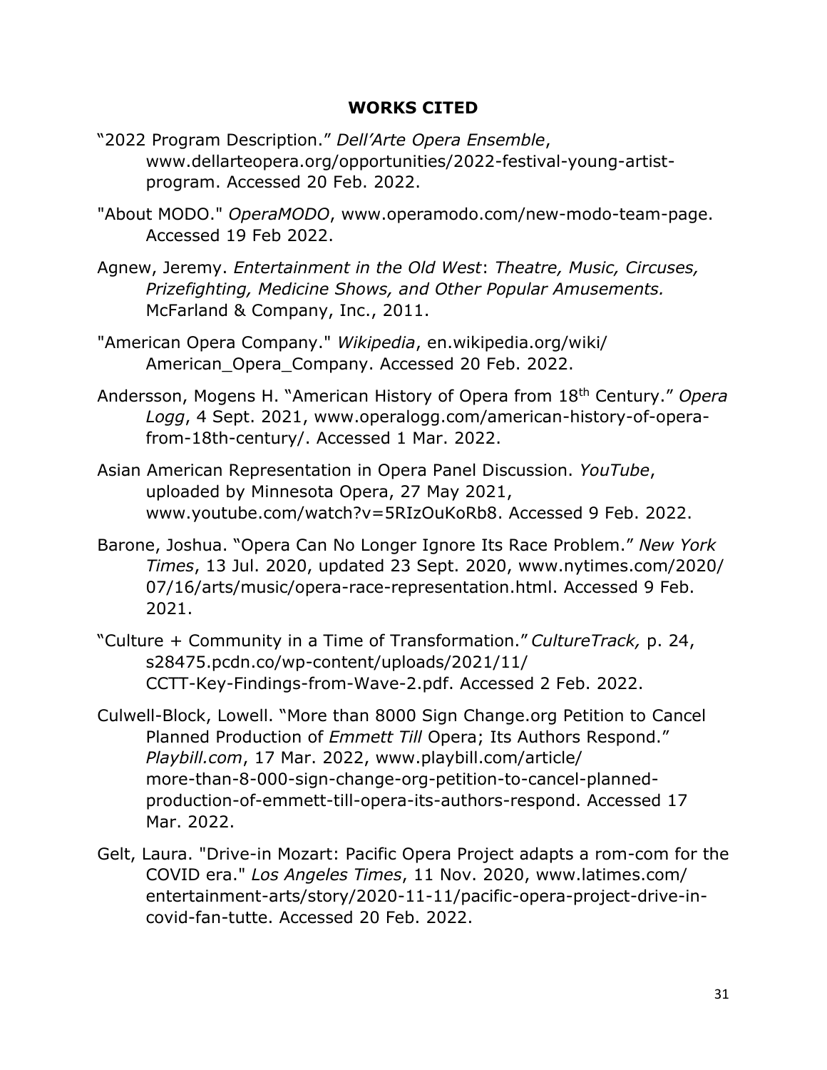# WORKS CITED

"2022 Program Description." *Dell'Arte Opera Ensemble*, www.dellarteopera.org/opportunities/2022-festival-young-artist-program. Accessed 20 Feb. 2022.

"About MODO." *OperaMODO*, www.operamodo.com/new-modo-team-page. Accessed 19 Feb 2022.

Agnew, Jeremy. *Entertainment in the Old West*: *Theatre, Music, Circuses, Prizefighting, Medicine Shows, and Other Popular Amusements.* McFarland & Company, Inc., 2011.

"American Opera Company." *Wikipedia*, en.wikipedia.org/wiki/American_Opera_Company. Accessed 20 Feb. 2022.

Andersson, Mogens H. "American History of Opera from 18th Century." *Opera Logg*, 4 Sept. 2021, www.operalogg.com/american-history-of-opera-from-18th-century/. Accessed 1 Mar. 2022.

Asian American Representation in Opera Panel Discussion. *YouTube*, uploaded by Minnesota Opera, 27 May 2021, www.youtube.com/watch?v=5RIzOuKoRb8. Accessed 9 Feb. 2022.

Barone, Joshua. "Opera Can No Longer Ignore Its Race Problem." *New York Times*, 13 Jul. 2020, updated 23 Sept. 2020, www.nytimes.com/2020/07/16/arts/music/opera-race-representation.html. Accessed 9 Feb. 2021.

"Culture + Community in a Time of Transformation." *CultureTrack,* p. 24, s28475.pcdn.co/wp-content/uploads/2021/11/CCTT-Key-Findings-from-Wave-2.pdf. Accessed 2 Feb. 2022.

Culwell-Block, Lowell. "More than 8000 Sign Change.org Petition to Cancel Planned Production of *Emmett Till* Opera; Its Authors Respond." *Playbill.com*, 17 Mar. 2022, www.playbill.com/article/more-than-8-000-sign-change-org-petition-to-cancel-planned-production-of-emmett-till-opera-its-authors-respond. Accessed 17 Mar. 2022.

Gelt, Laura. "Drive-in Mozart: Pacific Opera Project adapts a rom-com for the COVID era." *Los Angeles Times*, 11 Nov. 2020, www.latimes.com/entertainment-arts/story/2020-11-11/pacific-opera-project-drive-in-covid-fan-tutte. Accessed 20 Feb. 2022.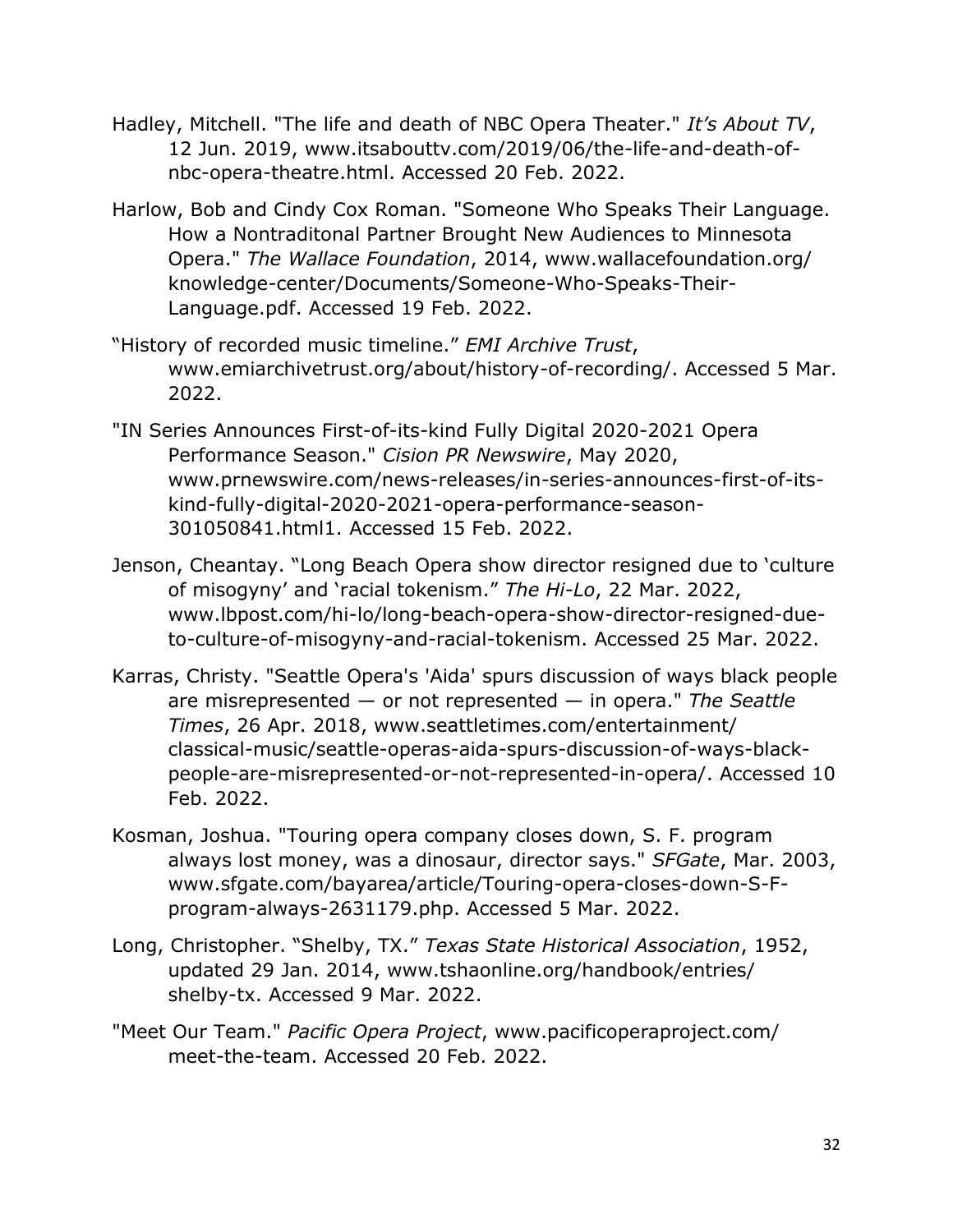Hadley, Mitchell. "The life and death of NBC Opera Theater." *It's About TV*, 12 Jun. 2019, www.itsabouttv.com/2019/06/the-life-and-death-of-nbc-opera-theatre.html. Accessed 20 Feb. 2022.

Harlow, Bob and Cindy Cox Roman. "Someone Who Speaks Their Language. How a Nontraditonal Partner Brought New Audiences to Minnesota Opera." *The Wallace Foundation*, 2014, www.wallacefoundation.org/knowledge-center/Documents/Someone-Who-Speaks-Their-Language.pdf. Accessed 19 Feb. 2022.

"History of recorded music timeline." *EMI Archive Trust*, www.emiarchivetrust.org/about/history-of-recording/. Accessed 5 Mar. 2022.

"IN Series Announces First-of-its-kind Fully Digital 2020-2021 Opera Performance Season." *Cision PR Newswire*, May 2020, www.prnewswire.com/news-releases/in-series-announces-first-of-its-kind-fully-digital-2020-2021-opera-performance-season-301050841.html1. Accessed 15 Feb. 2022.

Jenson, Cheantay. "Long Beach Opera show director resigned due to 'culture of misogyny' and 'racial tokenism." *The Hi-Lo*, 22 Mar. 2022, www.lbpost.com/hi-lo/long-beach-opera-show-director-resigned-due-to-culture-of-misogyny-and-racial-tokenism. Accessed 25 Mar. 2022.

Karras, Christy. "Seattle Opera's 'Aida' spurs discussion of ways black people are misrepresented — or not represented — in opera." *The Seattle Times*, 26 Apr. 2018, www.seattletimes.com/entertainment/classical-music/seattle-operas-aida-spurs-discussion-of-ways-black-people-are-misrepresented-or-not-represented-in-opera/. Accessed 10 Feb. 2022.

Kosman, Joshua. "Touring opera company closes down, S. F. program always lost money, was a dinosaur, director says." *SFGate*, Mar. 2003, www.sfgate.com/bayarea/article/Touring-opera-closes-down-S-F-program-always-2631179.php. Accessed 5 Mar. 2022.

Long, Christopher. "Shelby, TX." *Texas State Historical Association*, 1952, updated 29 Jan. 2014, www.tshaonline.org/handbook/entries/shelby-tx. Accessed 9 Mar. 2022.

"Meet Our Team." *Pacific Opera Project*, www.pacificoperaproject.com/meet-the-team. Accessed 20 Feb. 2022.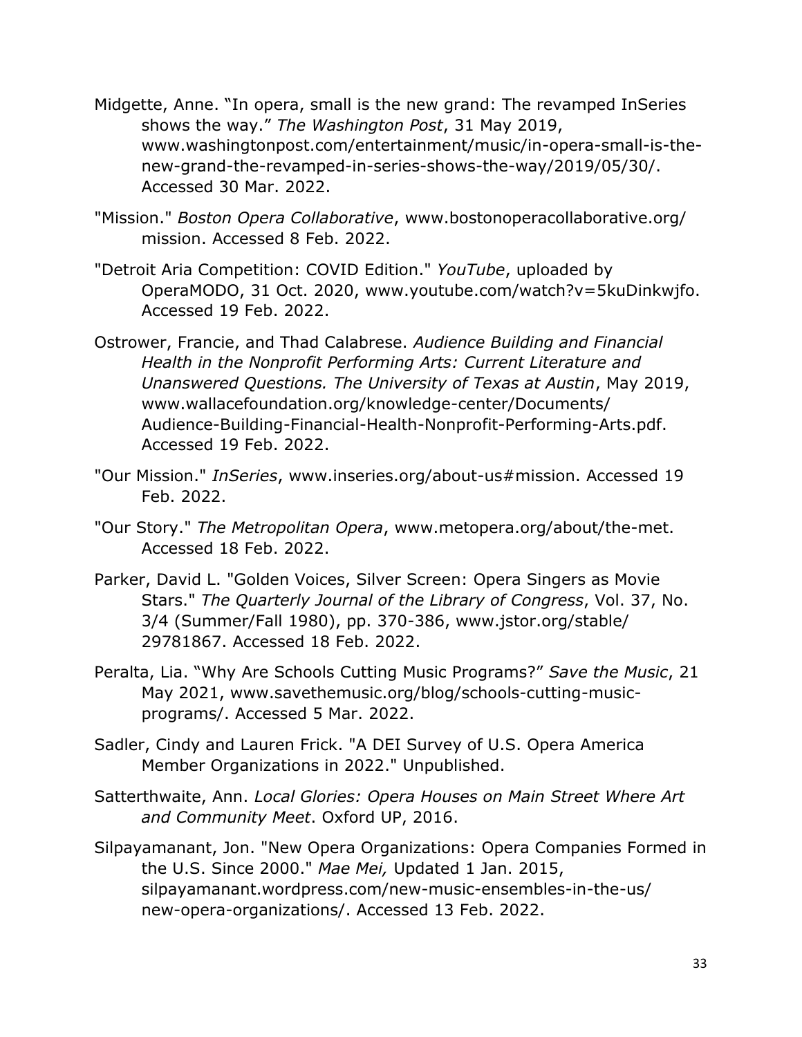Midgette, Anne. “In opera, small is the new grand: The revamped InSeries shows the way.” *The Washington Post*, 31 May 2019, www.washingtonpost.com/entertainment/music/in-opera-small-is-the-new-grand-the-revamped-in-series-shows-the-way/2019/05/30/. Accessed 30 Mar. 2022.

"Mission." *Boston Opera Collaborative*, www.bostonoperacollaborative.org/mission. Accessed 8 Feb. 2022.

"Detroit Aria Competition: COVID Edition." *YouTube*, uploaded by OperaMODO, 31 Oct. 2020, www.youtube.com/watch?v=5kuDinkwjfo. Accessed 19 Feb. 2022.

Ostrower, Francie, and Thad Calabrese. *Audience Building and Financial Health in the Nonprofit Performing Arts: Current Literature and Unanswered Questions. The University of Texas at Austin*, May 2019, www.wallacefoundation.org/knowledge-center/Documents/Audience-Building-Financial-Health-Nonprofit-Performing-Arts.pdf. Accessed 19 Feb. 2022.

"Our Mission." *InSeries*, www.inseries.org/about-us#mission. Accessed 19 Feb. 2022.

"Our Story." *The Metropolitan Opera*, www.metopera.org/about/the-met. Accessed 18 Feb. 2022.

Parker, David L. "Golden Voices, Silver Screen: Opera Singers as Movie Stars." *The Quarterly Journal of the Library of Congress*, Vol. 37, No. 3/4 (Summer/Fall 1980), pp. 370-386, www.jstor.org/stable/29781867. Accessed 18 Feb. 2022.

Peralta, Lia. “Why Are Schools Cutting Music Programs?” *Save the Music*, 21 May 2021, www.savethemusic.org/blog/schools-cutting-music-programs/. Accessed 5 Mar. 2022.

Sadler, Cindy and Lauren Frick. "A DEI Survey of U.S. Opera America Member Organizations in 2022." Unpublished.

Satterthwaite, Ann. *Local Glories: Opera Houses on Main Street Where Art and Community Meet*. Oxford UP, 2016.

Silpayamanant, Jon. "New Opera Organizations: Opera Companies Formed in the U.S. Since 2000." *Mae Mei,* Updated 1 Jan. 2015, silpayamanant.wordpress.com/new-music-ensembles-in-the-us/new-opera-organizations/. Accessed 13 Feb. 2022.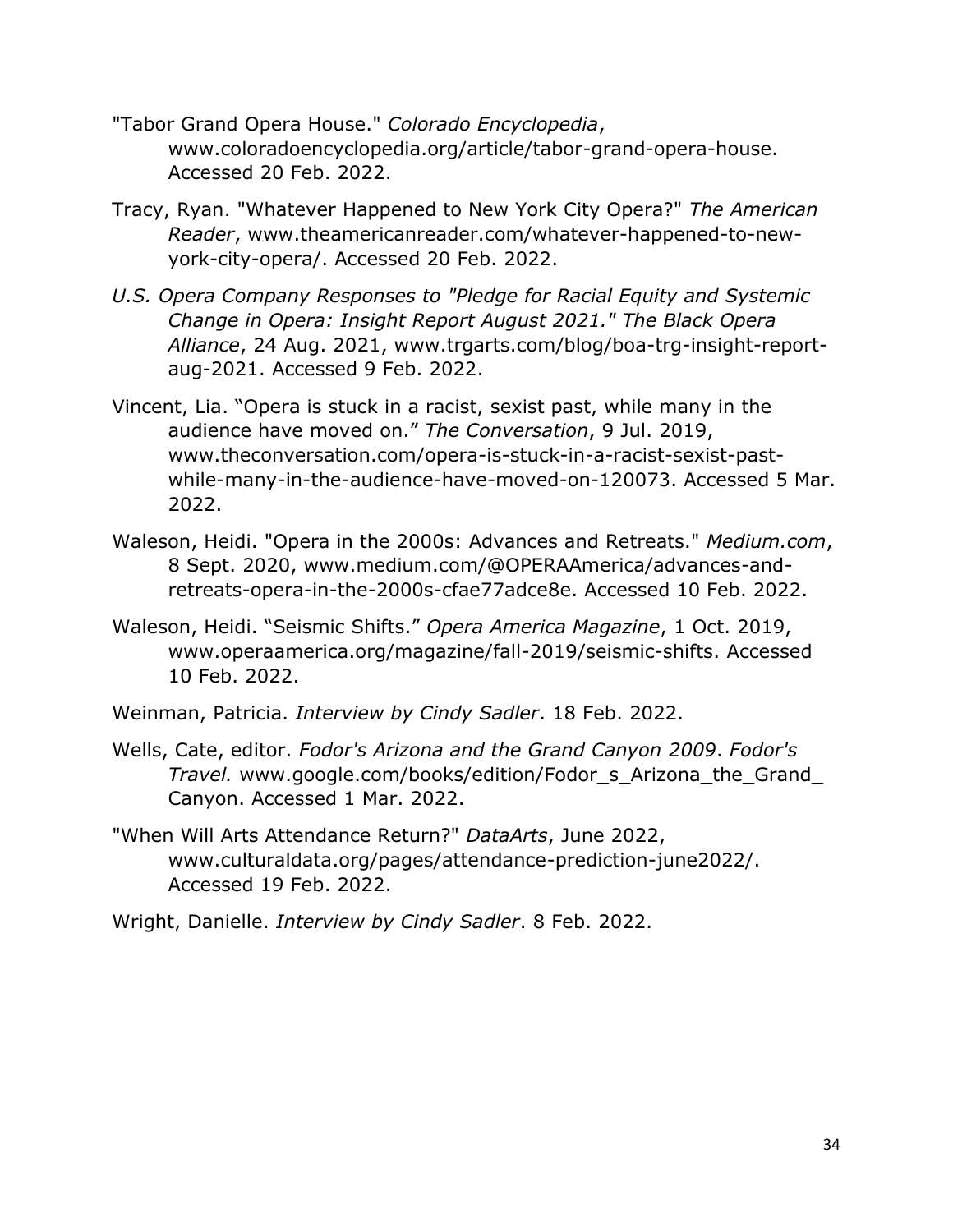"Tabor Grand Opera House." *Colorado Encyclopedia*, www.coloradoencyclopedia.org/article/tabor-grand-opera-house. Accessed 20 Feb. 2022.

Tracy, Ryan. "Whatever Happened to New York City Opera?" *The American Reader*, www.theamericanreader.com/whatever-happened-to-new-york-city-opera/. Accessed 20 Feb. 2022.

*U.S. Opera Company Responses to "Pledge for Racial Equity and Systemic Change in Opera: Insight Report August 2021." The Black Opera Alliance*, 24 Aug. 2021, www.trgarts.com/blog/boa-trg-insight-report-aug-2021. Accessed 9 Feb. 2022.

Vincent, Lia. "Opera is stuck in a racist, sexist past, while many in the audience have moved on." *The Conversation*, 9 Jul. 2019, www.theconversation.com/opera-is-stuck-in-a-racist-sexist-past-while-many-in-the-audience-have-moved-on-120073. Accessed 5 Mar. 2022.

Waleson, Heidi. "Opera in the 2000s: Advances and Retreats." *Medium.com*, 8 Sept. 2020, www.medium.com/@OPERAAmerica/advances-and-retreats-opera-in-the-2000s-cfae77adce8e. Accessed 10 Feb. 2022.

Waleson, Heidi. "Seismic Shifts." *Opera America Magazine*, 1 Oct. 2019, www.operaamerica.org/magazine/fall-2019/seismic-shifts. Accessed 10 Feb. 2022.

Weinman, Patricia. *Interview by Cindy Sadler*. 18 Feb. 2022.

Wells, Cate, editor. *Fodor's Arizona and the Grand Canyon 2009*. *Fodor's Travel.* www.google.com/books/edition/Fodor_s_Arizona_the_Grand_Canyon. Accessed 1 Mar. 2022.

"When Will Arts Attendance Return?" *DataArts*, June 2022, www.culturaldata.org/pages/attendance-prediction-june2022/. Accessed 19 Feb. 2022.

Wright, Danielle. *Interview by Cindy Sadler*. 8 Feb. 2022.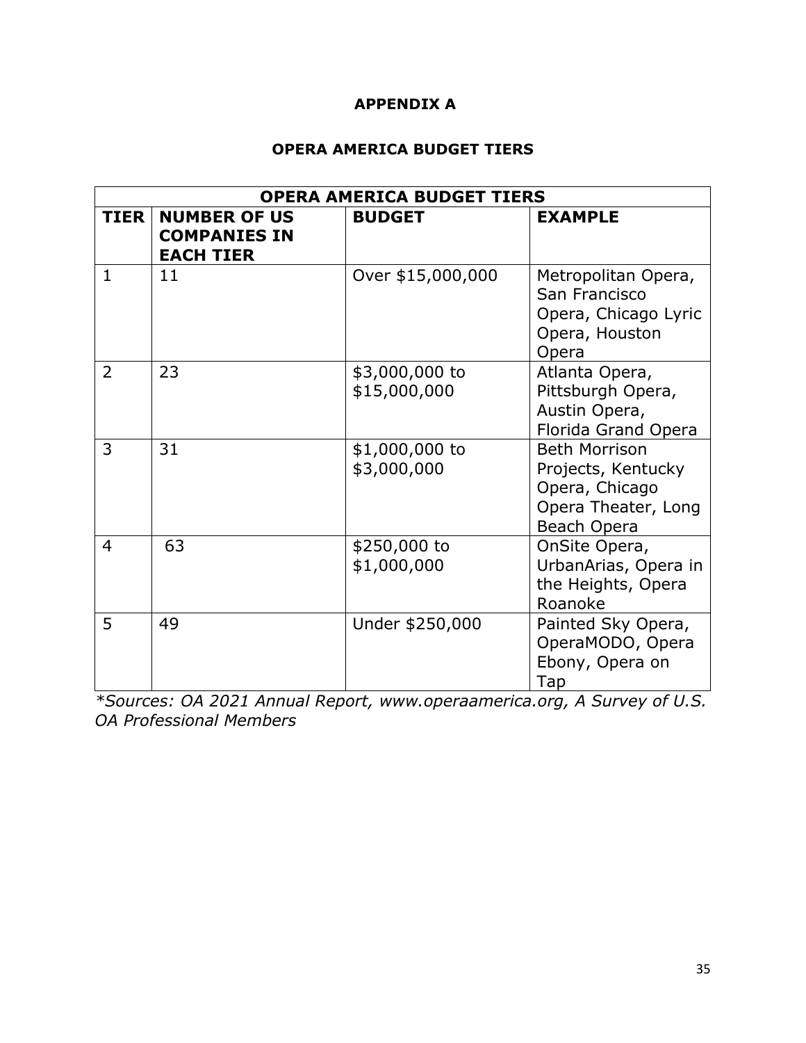# APPENDIX A

## OPERA AMERICA BUDGET TIERS

| OPERA AMERICA BUDGET TIERS | | | |
|---|---|---|---|
| **TIER** | **NUMBER OF US COMPANIES IN EACH TIER** | **BUDGET** | **EXAMPLE** |
| 1 | 11 | Over $15,000,000 | Metropolitan Opera, San Francisco Opera, Chicago Lyric Opera, Houston Opera |
| 2 | 23 | $3,000,000 to $15,000,000 | Atlanta Opera, Pittsburgh Opera, Austin Opera, Florida Grand Opera |
| 3 | 31 | $1,000,000 to $3,000,000 | Beth Morrison Projects, Kentucky Opera, Chicago Opera Theater, Long Beach Opera |
| 4 | 63 | $250,000 to $1,000,000 | OnSite Opera, UrbanArias, Opera in the Heights, Opera Roanoke |
| 5 | 49 | Under $250,000 | Painted Sky Opera, OperaMODO, Opera Ebony, Opera on Tap |

**Sources: OA 2021 Annual Report, www.operaamerica.org, A Survey of U.S. OA Professional Members*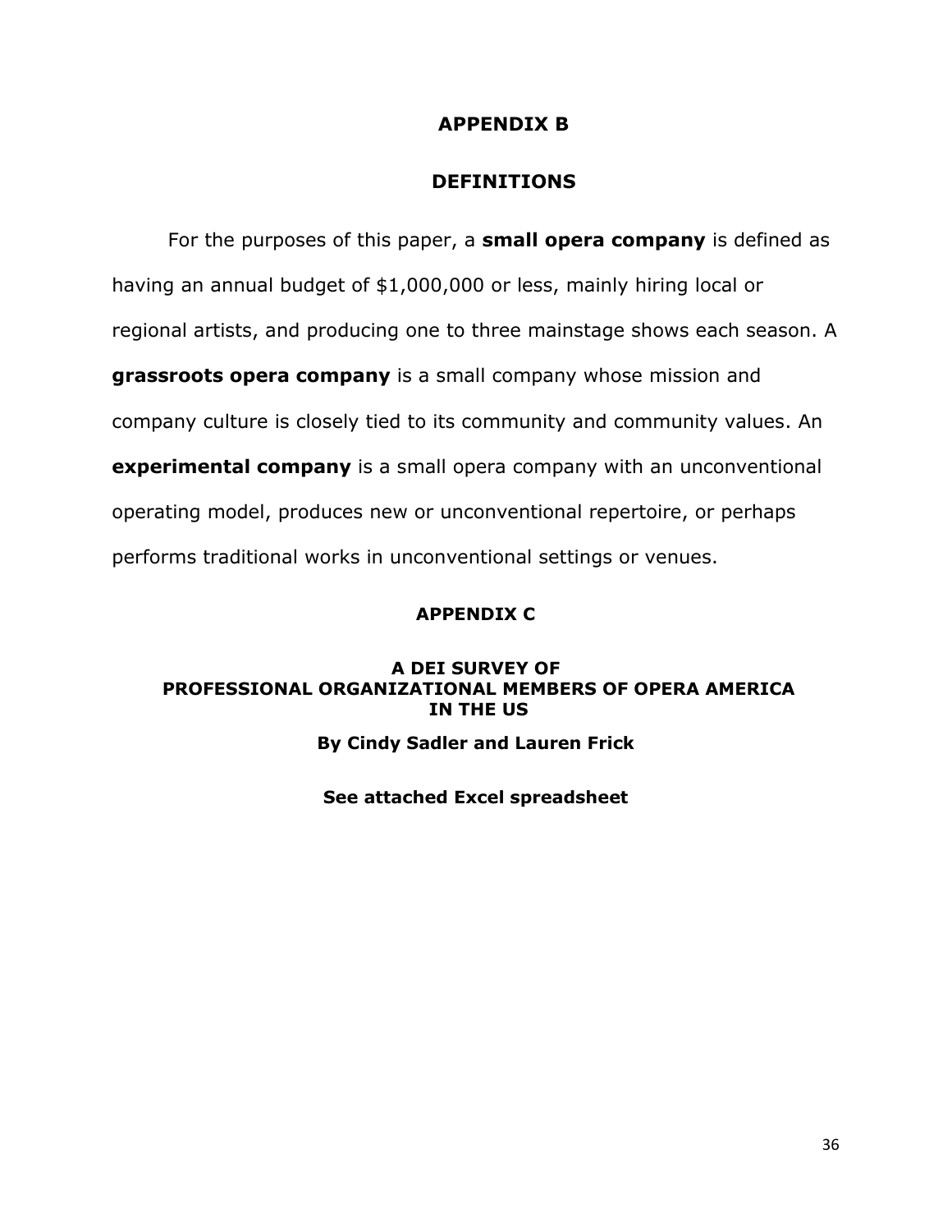## APPENDIX B

## DEFINITIONS

For the purposes of this paper, a **small opera company** is defined as having an annual budget of $1,000,000 or less, mainly hiring local or regional artists, and producing one to three mainstage shows each season. A **grassroots opera company** is a small company whose mission and company culture is closely tied to its community and community values. An **experimental company** is a small opera company with an unconventional operating model, produces new or unconventional repertoire, or perhaps performs traditional works in unconventional settings or venues.

## APPENDIX C

### A DEI SURVEY OF PROFESSIONAL ORGANIZATIONAL MEMBERS OF OPERA AMERICA IN THE US

**By Cindy Sadler and Lauren Frick**

**See attached Excel spreadsheet**